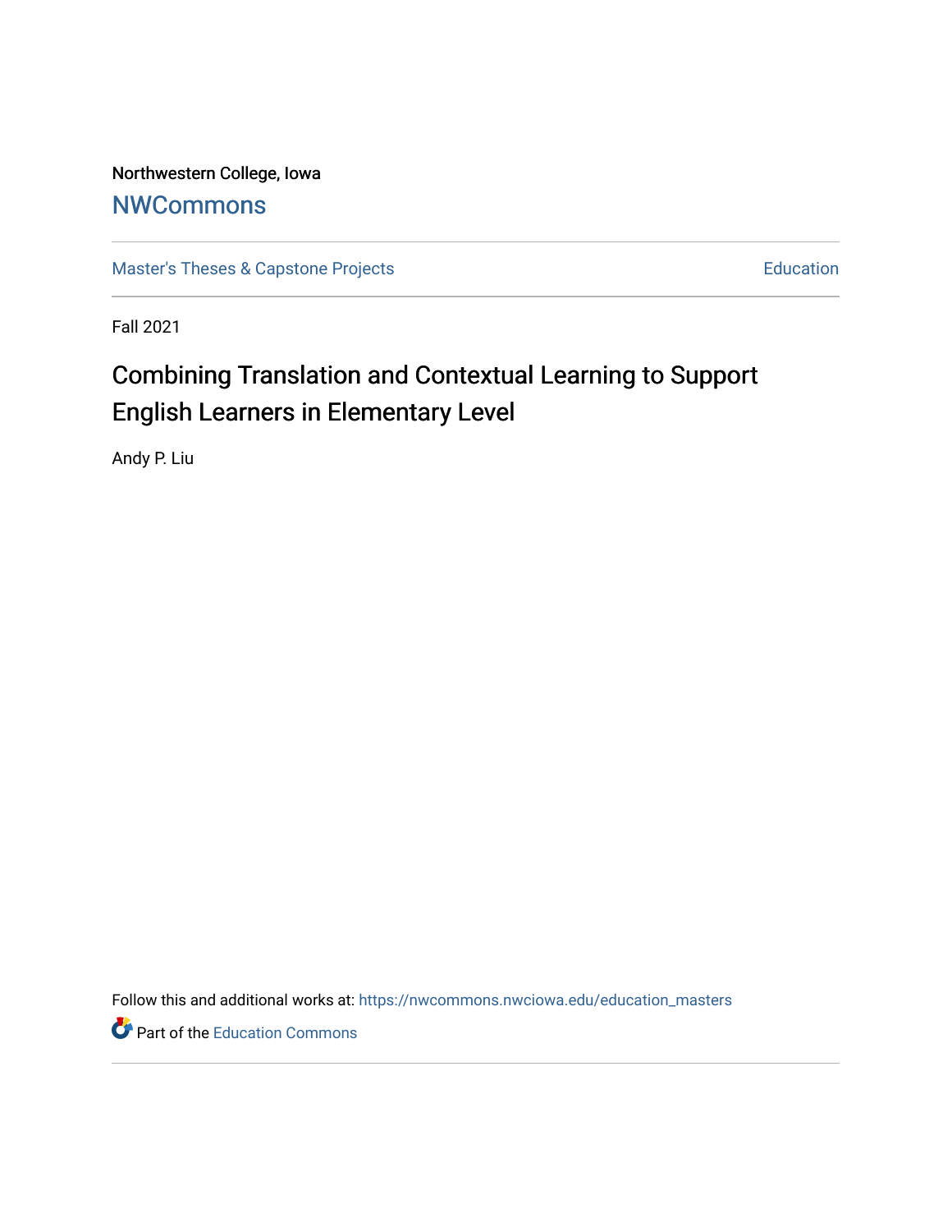Northwestern College, Iowa

# NWCommons

Master's Theses & Capstone Projects | Education

Fall 2021

## Combining Translation and Contextual Learning to Support English Learners in Elementary Level

Andy P. Liu

Follow this and additional works at: https://nwcommons.nwciowa.edu/education_masters

Part of the Education Commons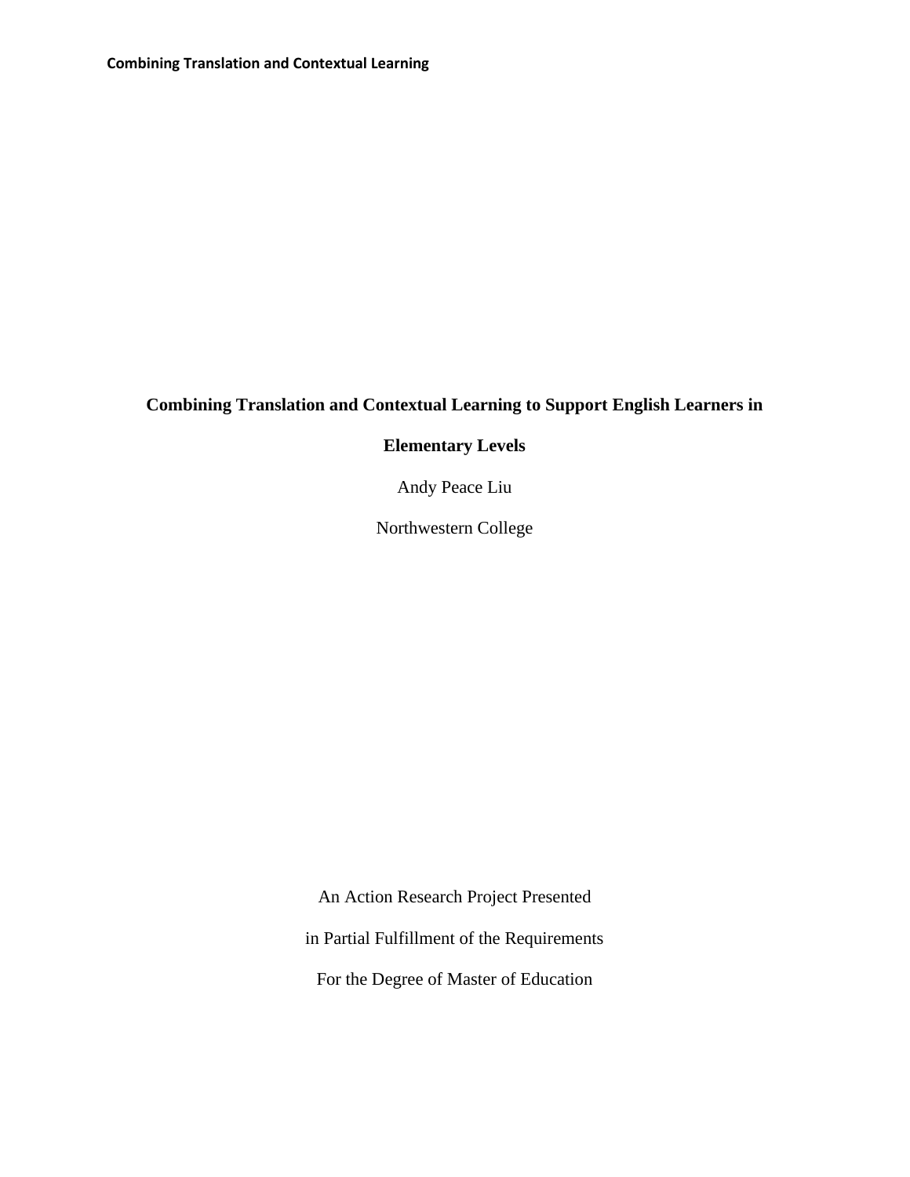**Combining Translation and Contextual Learning to Support English Learners in Elementary Levels**

Andy Peace Liu

Northwestern College

An Action Research Project Presented

in Partial Fulfillment of the Requirements

For the Degree of Master of Education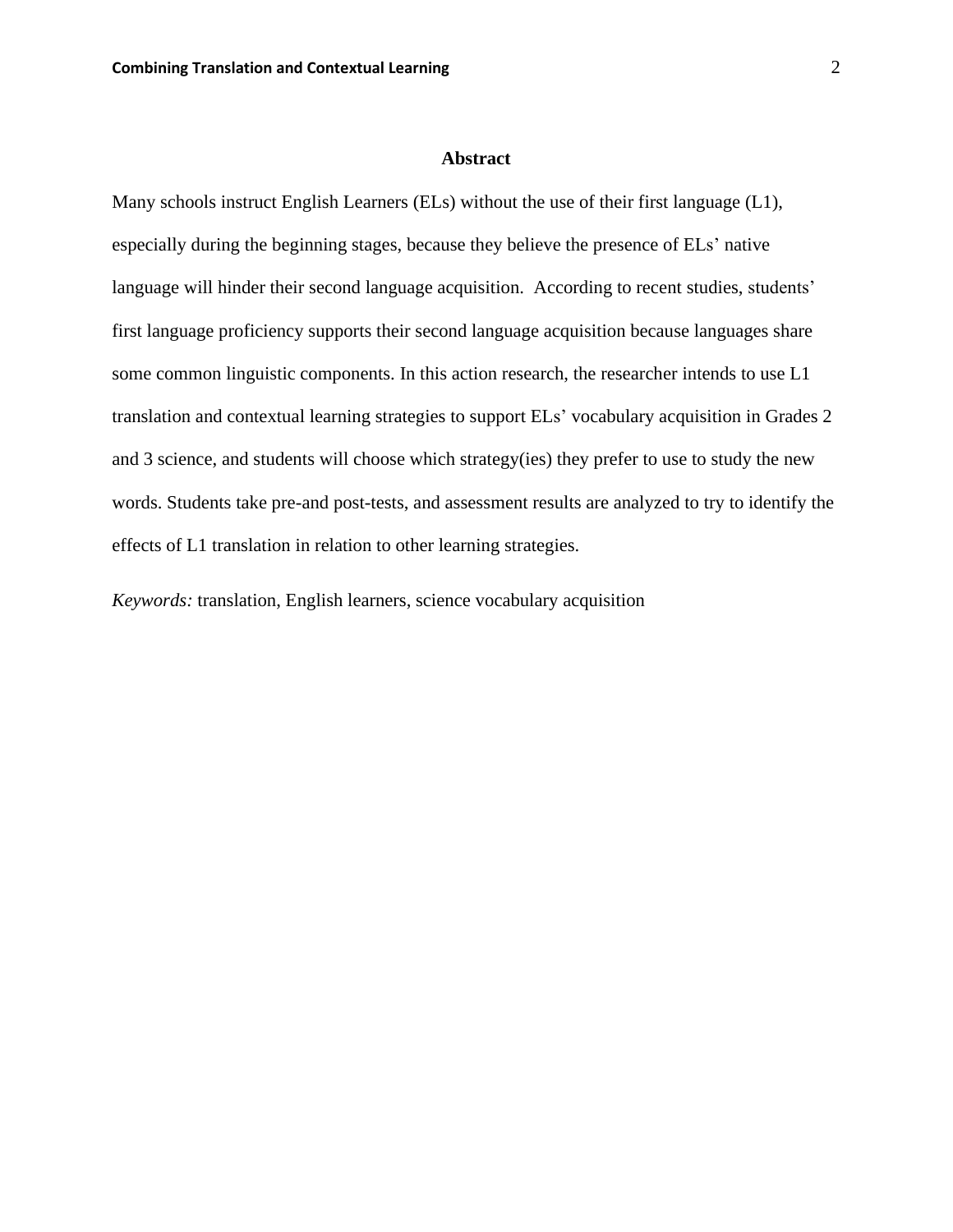# Abstract

Many schools instruct English Learners (ELs) without the use of their first language (L1), especially during the beginning stages, because they believe the presence of ELs' native language will hinder their second language acquisition. According to recent studies, students' first language proficiency supports their second language acquisition because languages share some common linguistic components. In this action research, the researcher intends to use L1 translation and contextual learning strategies to support ELs' vocabulary acquisition in Grades 2 and 3 science, and students will choose which strategy(ies) they prefer to use to study the new words. Students take pre-and post-tests, and assessment results are analyzed to try to identify the effects of L1 translation in relation to other learning strategies.

*Keywords:* translation, English learners, science vocabulary acquisition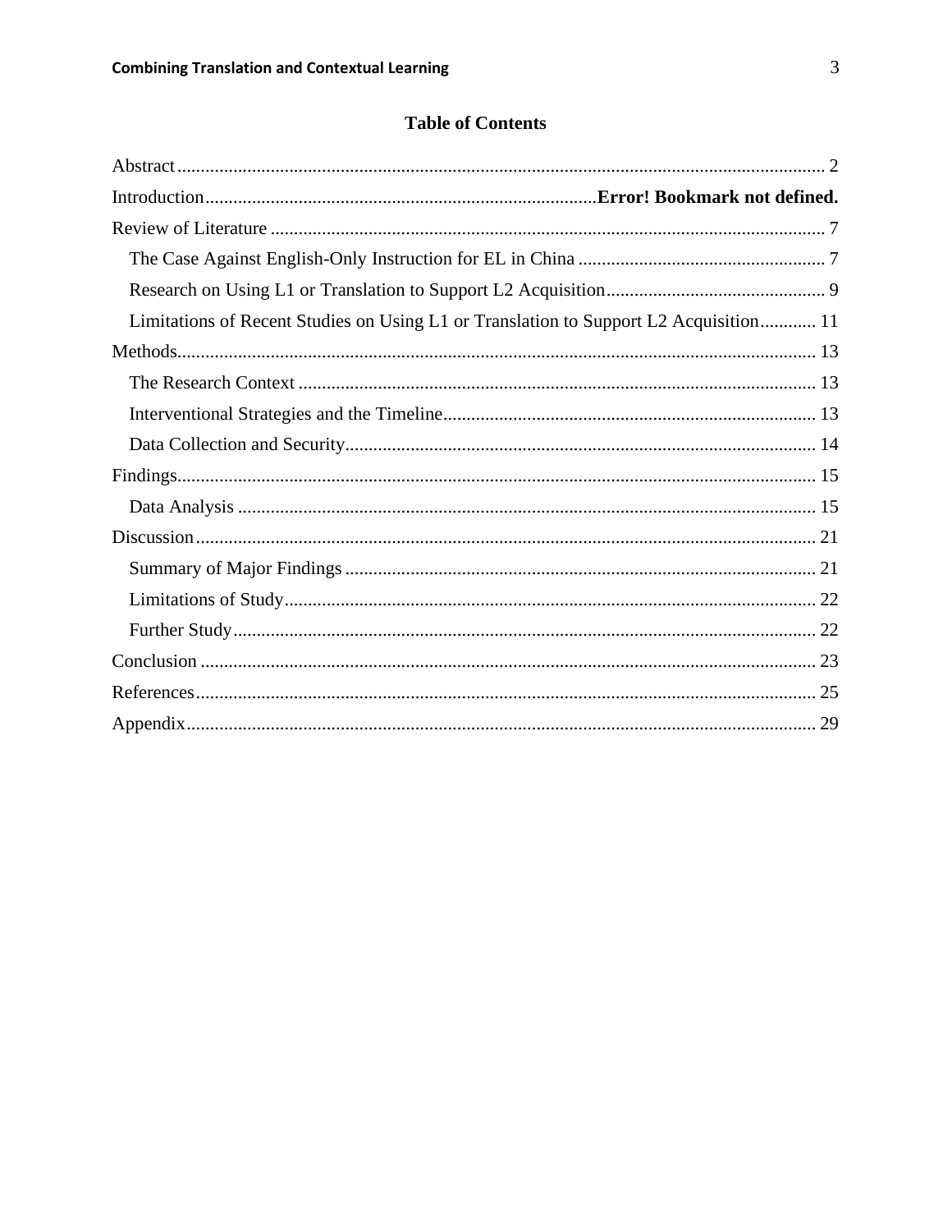# Table of Contents

Abstract ........................................................................................................................... 2

Introduction ................................................................................. **Error! Bookmark not defined.**

Review of Literature ...................................................................................................... 7

- The Case Against English-Only Instruction for EL in China ..................................................... 7
- Research on Using L1 or Translation to Support L2 Acquisition............................................... 9
- Limitations of Recent Studies on Using L1 or Translation to Support L2 Acquisition............ 11

Methods.......................................................................................................................... 13

- The Research Context ............................................................................................... 13
- Interventional Strategies and the Timeline................................................................ 13
- Data Collection and Security..................................................................................... 14

Findings.......................................................................................................................... 15

- Data Analysis ............................................................................................................ 15

Discussion ...................................................................................................................... 21

- Summary of Major Findings ..................................................................................... 21
- Limitations of Study.................................................................................................. 22
- Further Study............................................................................................................. 22

Conclusion ..................................................................................................................... 23

References...................................................................................................................... 25

Appendix........................................................................................................................ 29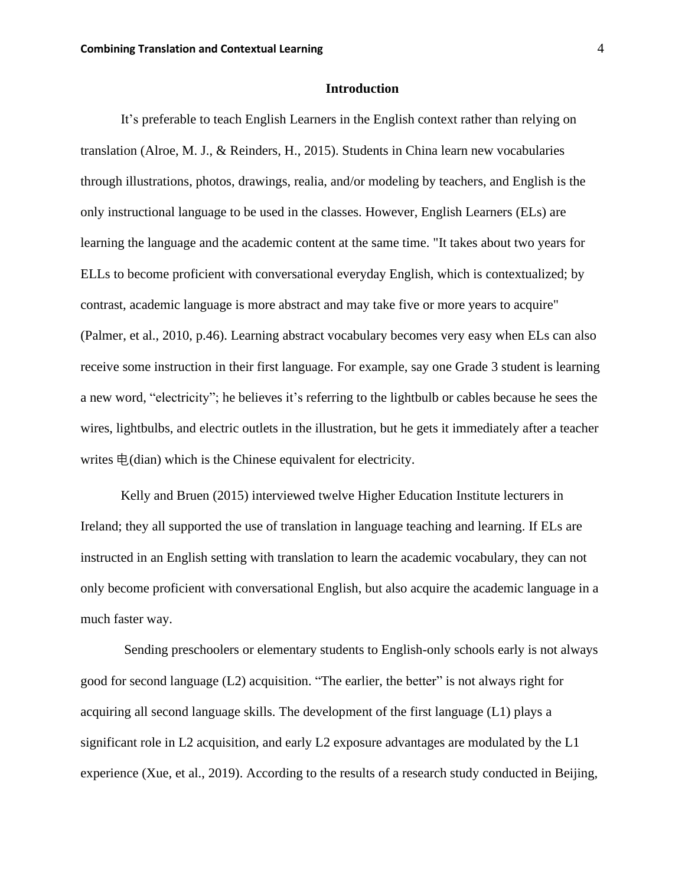## Introduction

It's preferable to teach English Learners in the English context rather than relying on translation (Alroe, M. J., & Reinders, H., 2015). Students in China learn new vocabularies through illustrations, photos, drawings, realia, and/or modeling by teachers, and English is the only instructional language to be used in the classes. However, English Learners (ELs) are learning the language and the academic content at the same time. "It takes about two years for ELLs to become proficient with conversational everyday English, which is contextualized; by contrast, academic language is more abstract and may take five or more years to acquire" (Palmer, et al., 2010, p.46). Learning abstract vocabulary becomes very easy when ELs can also receive some instruction in their first language. For example, say one Grade 3 student is learning a new word, "electricity"; he believes it's referring to the lightbulb or cables because he sees the wires, lightbulbs, and electric outlets in the illustration, but he gets it immediately after a teacher writes 电(dian) which is the Chinese equivalent for electricity.

Kelly and Bruen (2015) interviewed twelve Higher Education Institute lecturers in Ireland; they all supported the use of translation in language teaching and learning. If ELs are instructed in an English setting with translation to learn the academic vocabulary, they can not only become proficient with conversational English, but also acquire the academic language in a much faster way.

Sending preschoolers or elementary students to English-only schools early is not always good for second language (L2) acquisition. "The earlier, the better" is not always right for acquiring all second language skills. The development of the first language (L1) plays a significant role in L2 acquisition, and early L2 exposure advantages are modulated by the L1 experience (Xue, et al., 2019). According to the results of a research study conducted in Beijing,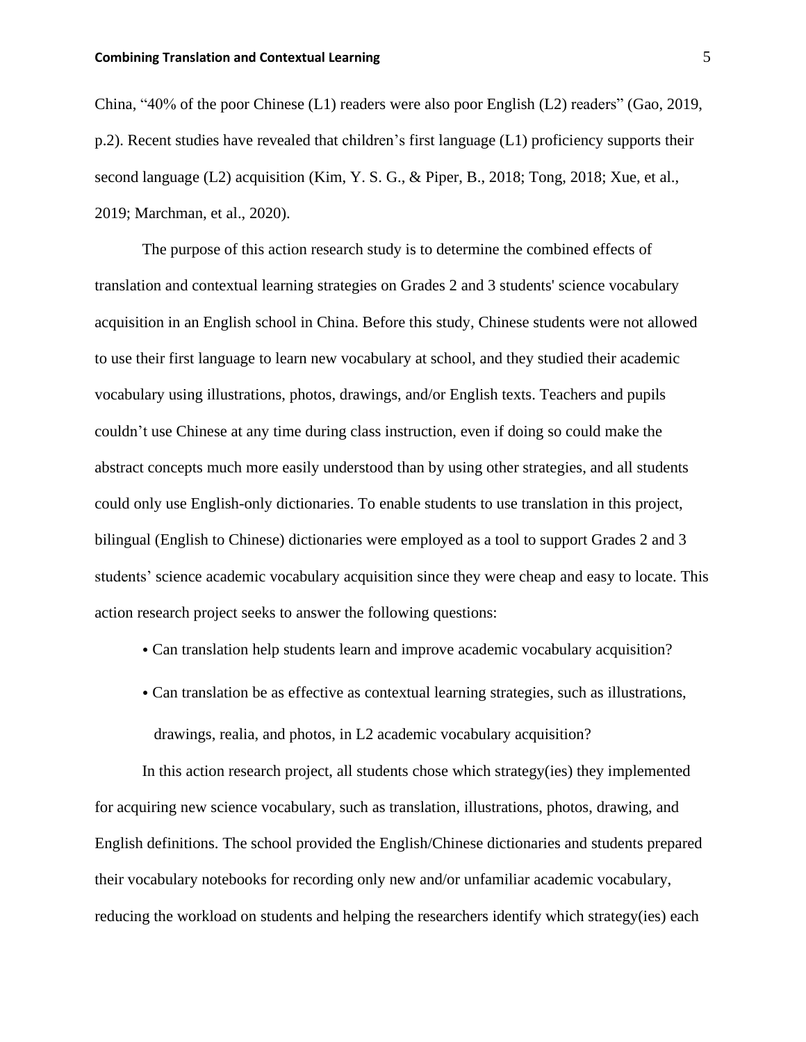China, "40% of the poor Chinese (L1) readers were also poor English (L2) readers" (Gao, 2019, p.2). Recent studies have revealed that children's first language (L1) proficiency supports their second language (L2) acquisition (Kim, Y. S. G., & Piper, B., 2018; Tong, 2018; Xue, et al., 2019; Marchman, et al., 2020).

The purpose of this action research study is to determine the combined effects of translation and contextual learning strategies on Grades 2 and 3 students' science vocabulary acquisition in an English school in China. Before this study, Chinese students were not allowed to use their first language to learn new vocabulary at school, and they studied their academic vocabulary using illustrations, photos, drawings, and/or English texts. Teachers and pupils couldn't use Chinese at any time during class instruction, even if doing so could make the abstract concepts much more easily understood than by using other strategies, and all students could only use English-only dictionaries. To enable students to use translation in this project, bilingual (English to Chinese) dictionaries were employed as a tool to support Grades 2 and 3 students' science academic vocabulary acquisition since they were cheap and easy to locate. This action research project seeks to answer the following questions:

- Can translation help students learn and improve academic vocabulary acquisition?
- Can translation be as effective as contextual learning strategies, such as illustrations, drawings, realia, and photos, in L2 academic vocabulary acquisition?

In this action research project, all students chose which strategy(ies) they implemented for acquiring new science vocabulary, such as translation, illustrations, photos, drawing, and English definitions. The school provided the English/Chinese dictionaries and students prepared their vocabulary notebooks for recording only new and/or unfamiliar academic vocabulary, reducing the workload on students and helping the researchers identify which strategy(ies) each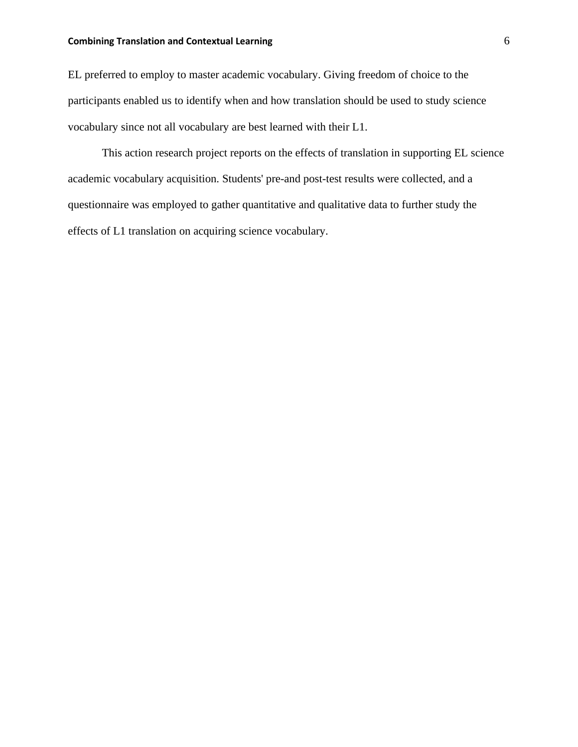EL preferred to employ to master academic vocabulary. Giving freedom of choice to the participants enabled us to identify when and how translation should be used to study science vocabulary since not all vocabulary are best learned with their L1.

This action research project reports on the effects of translation in supporting EL science academic vocabulary acquisition. Students' pre-and post-test results were collected, and a questionnaire was employed to gather quantitative and qualitative data to further study the effects of L1 translation on acquiring science vocabulary.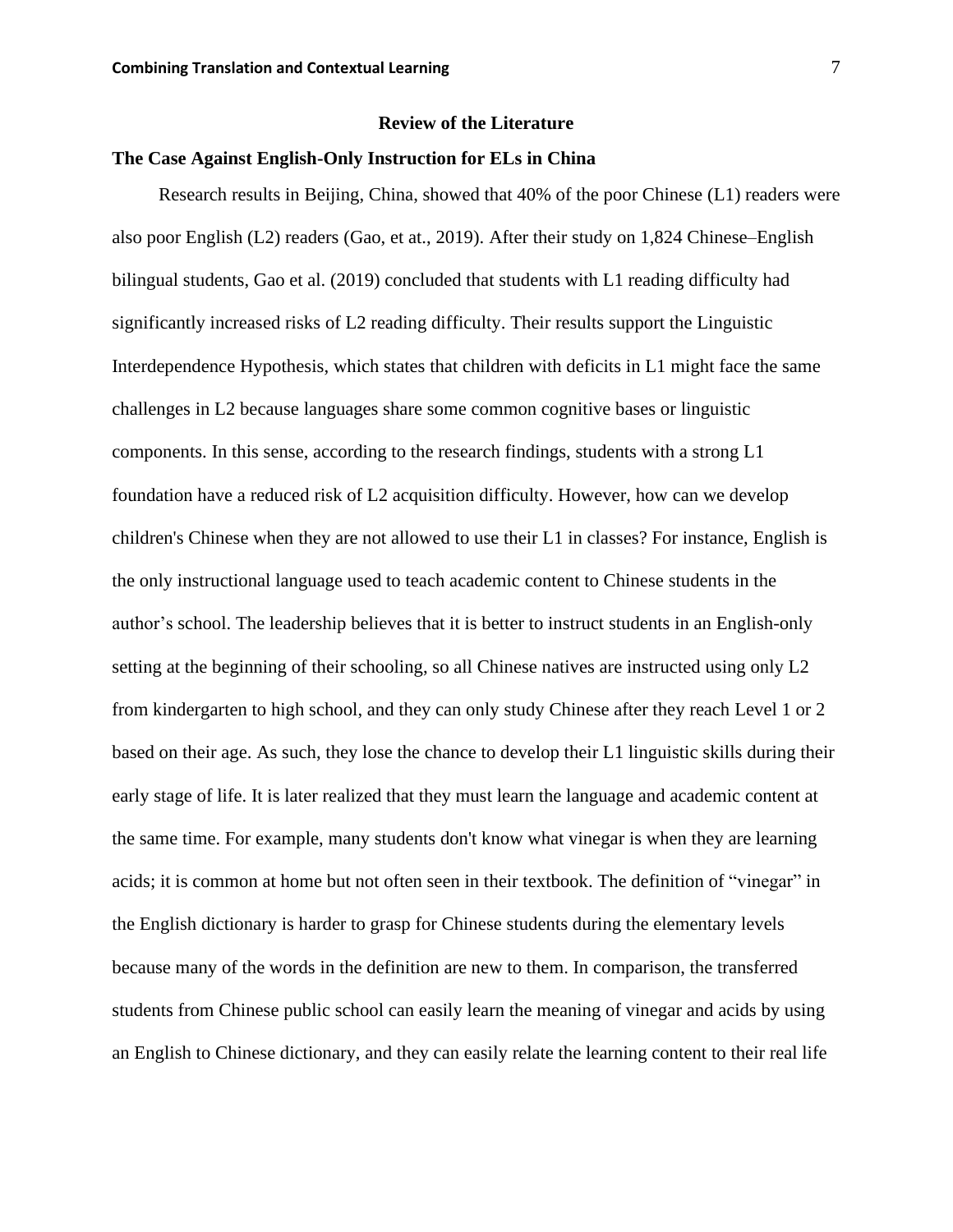## Review of the Literature

### The Case Against English-Only Instruction for ELs in China

Research results in Beijing, China, showed that 40% of the poor Chinese (L1) readers were also poor English (L2) readers (Gao, et at., 2019). After their study on 1,824 Chinese–English bilingual students, Gao et al. (2019) concluded that students with L1 reading difficulty had significantly increased risks of L2 reading difficulty. Their results support the Linguistic Interdependence Hypothesis, which states that children with deficits in L1 might face the same challenges in L2 because languages share some common cognitive bases or linguistic components. In this sense, according to the research findings, students with a strong L1 foundation have a reduced risk of L2 acquisition difficulty. However, how can we develop children's Chinese when they are not allowed to use their L1 in classes? For instance, English is the only instructional language used to teach academic content to Chinese students in the author's school. The leadership believes that it is better to instruct students in an English-only setting at the beginning of their schooling, so all Chinese natives are instructed using only L2 from kindergarten to high school, and they can only study Chinese after they reach Level 1 or 2 based on their age. As such, they lose the chance to develop their L1 linguistic skills during their early stage of life. It is later realized that they must learn the language and academic content at the same time. For example, many students don't know what vinegar is when they are learning acids; it is common at home but not often seen in their textbook. The definition of "vinegar" in the English dictionary is harder to grasp for Chinese students during the elementary levels because many of the words in the definition are new to them. In comparison, the transferred students from Chinese public school can easily learn the meaning of vinegar and acids by using an English to Chinese dictionary, and they can easily relate the learning content to their real life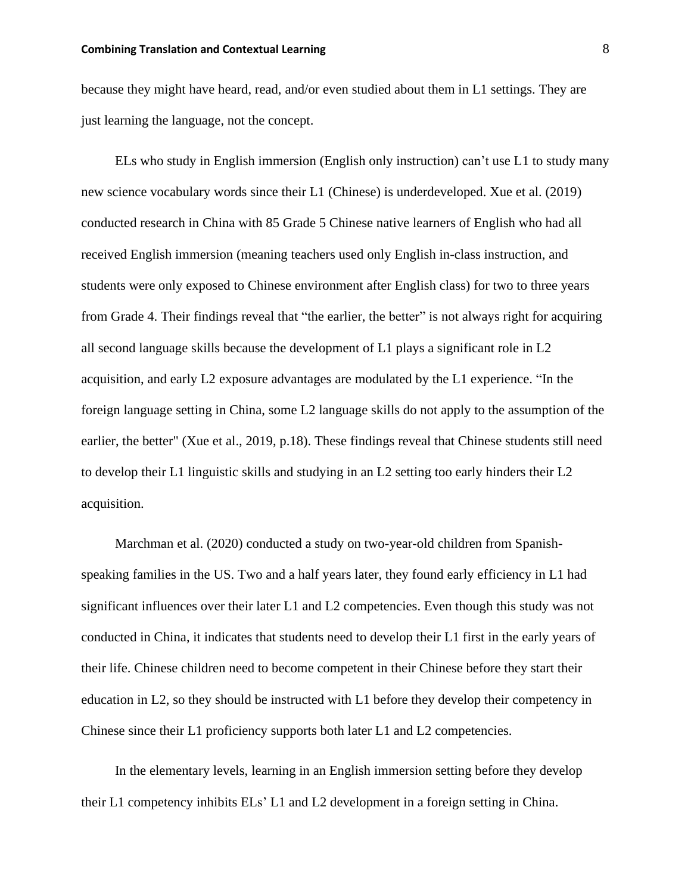because they might have heard, read, and/or even studied about them in L1 settings. They are just learning the language, not the concept.

ELs who study in English immersion (English only instruction) can't use L1 to study many new science vocabulary words since their L1 (Chinese) is underdeveloped. Xue et al. (2019) conducted research in China with 85 Grade 5 Chinese native learners of English who had all received English immersion (meaning teachers used only English in-class instruction, and students were only exposed to Chinese environment after English class) for two to three years from Grade 4. Their findings reveal that "the earlier, the better" is not always right for acquiring all second language skills because the development of L1 plays a significant role in L2 acquisition, and early L2 exposure advantages are modulated by the L1 experience. "In the foreign language setting in China, some L2 language skills do not apply to the assumption of the earlier, the better" (Xue et al., 2019, p.18). These findings reveal that Chinese students still need to develop their L1 linguistic skills and studying in an L2 setting too early hinders their L2 acquisition.

Marchman et al. (2020) conducted a study on two-year-old children from Spanish-speaking families in the US. Two and a half years later, they found early efficiency in L1 had significant influences over their later L1 and L2 competencies. Even though this study was not conducted in China, it indicates that students need to develop their L1 first in the early years of their life. Chinese children need to become competent in their Chinese before they start their education in L2, so they should be instructed with L1 before they develop their competency in Chinese since their L1 proficiency supports both later L1 and L2 competencies.

In the elementary levels, learning in an English immersion setting before they develop their L1 competency inhibits ELs' L1 and L2 development in a foreign setting in China.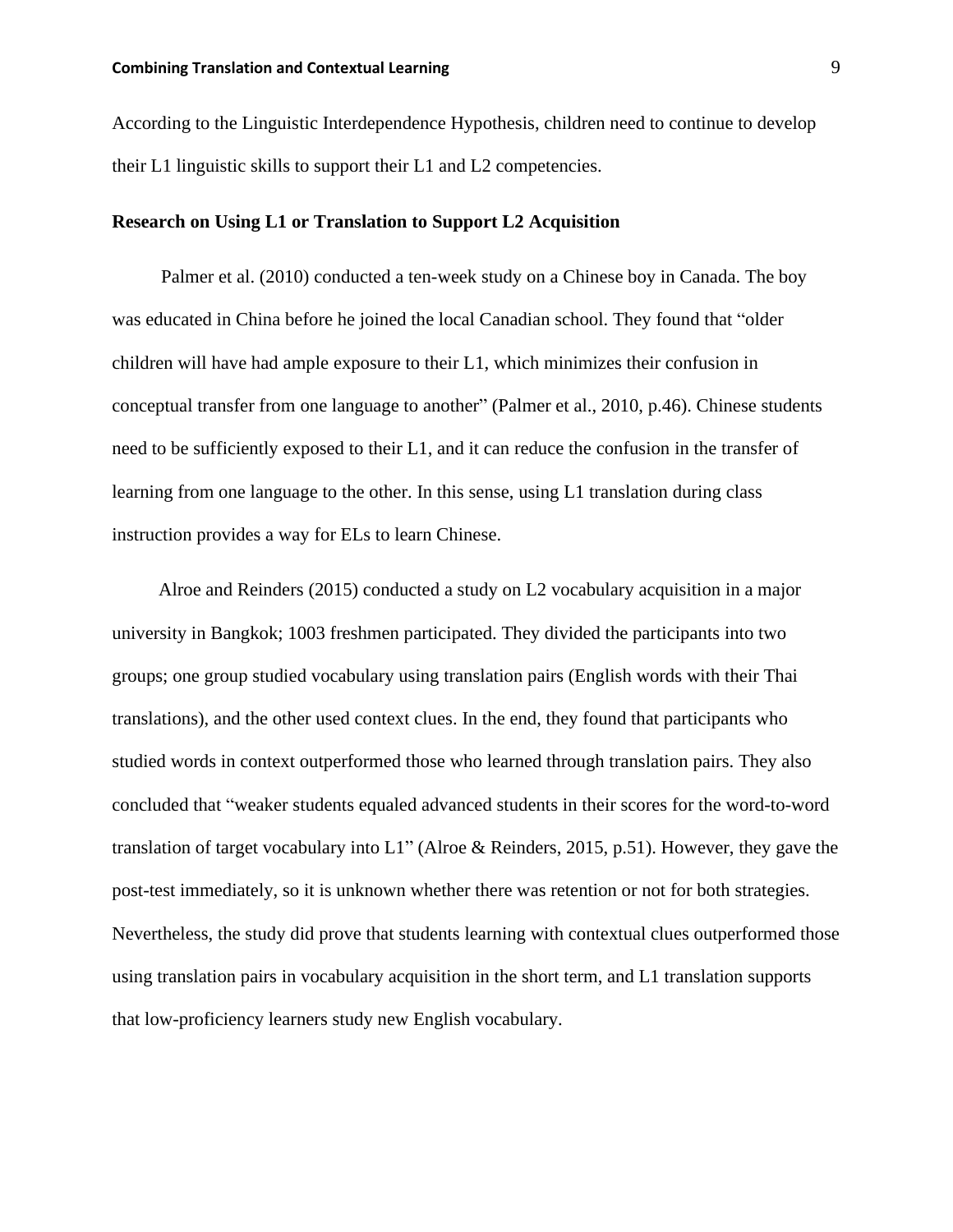According to the Linguistic Interdependence Hypothesis, children need to continue to develop their L1 linguistic skills to support their L1 and L2 competencies.

**Research on Using L1 or Translation to Support L2 Acquisition**

Palmer et al. (2010) conducted a ten-week study on a Chinese boy in Canada. The boy was educated in China before he joined the local Canadian school. They found that "older children will have had ample exposure to their L1, which minimizes their confusion in conceptual transfer from one language to another" (Palmer et al., 2010, p.46). Chinese students need to be sufficiently exposed to their L1, and it can reduce the confusion in the transfer of learning from one language to the other. In this sense, using L1 translation during class instruction provides a way for ELs to learn Chinese.

Alroe and Reinders (2015) conducted a study on L2 vocabulary acquisition in a major university in Bangkok; 1003 freshmen participated. They divided the participants into two groups; one group studied vocabulary using translation pairs (English words with their Thai translations), and the other used context clues. In the end, they found that participants who studied words in context outperformed those who learned through translation pairs. They also concluded that "weaker students equaled advanced students in their scores for the word-to-word translation of target vocabulary into L1" (Alroe & Reinders, 2015, p.51). However, they gave the post-test immediately, so it is unknown whether there was retention or not for both strategies. Nevertheless, the study did prove that students learning with contextual clues outperformed those using translation pairs in vocabulary acquisition in the short term, and L1 translation supports that low-proficiency learners study new English vocabulary.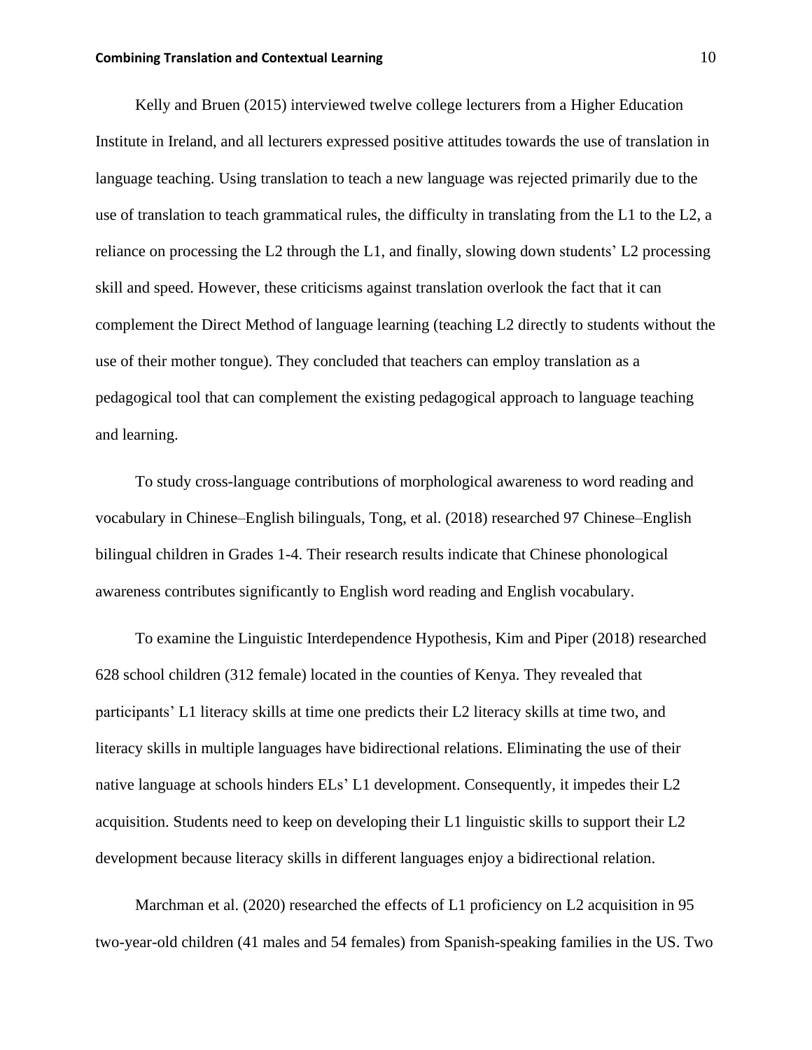Kelly and Bruen (2015) interviewed twelve college lecturers from a Higher Education Institute in Ireland, and all lecturers expressed positive attitudes towards the use of translation in language teaching. Using translation to teach a new language was rejected primarily due to the use of translation to teach grammatical rules, the difficulty in translating from the L1 to the L2, a reliance on processing the L2 through the L1, and finally, slowing down students' L2 processing skill and speed. However, these criticisms against translation overlook the fact that it can complement the Direct Method of language learning (teaching L2 directly to students without the use of their mother tongue). They concluded that teachers can employ translation as a pedagogical tool that can complement the existing pedagogical approach to language teaching and learning.

To study cross-language contributions of morphological awareness to word reading and vocabulary in Chinese–English bilinguals, Tong, et al. (2018) researched 97 Chinese–English bilingual children in Grades 1-4. Their research results indicate that Chinese phonological awareness contributes significantly to English word reading and English vocabulary.

To examine the Linguistic Interdependence Hypothesis, Kim and Piper (2018) researched 628 school children (312 female) located in the counties of Kenya. They revealed that participants' L1 literacy skills at time one predicts their L2 literacy skills at time two, and literacy skills in multiple languages have bidirectional relations. Eliminating the use of their native language at schools hinders ELs' L1 development. Consequently, it impedes their L2 acquisition. Students need to keep on developing their L1 linguistic skills to support their L2 development because literacy skills in different languages enjoy a bidirectional relation.

Marchman et al. (2020) researched the effects of L1 proficiency on L2 acquisition in 95 two-year-old children (41 males and 54 females) from Spanish-speaking families in the US. Two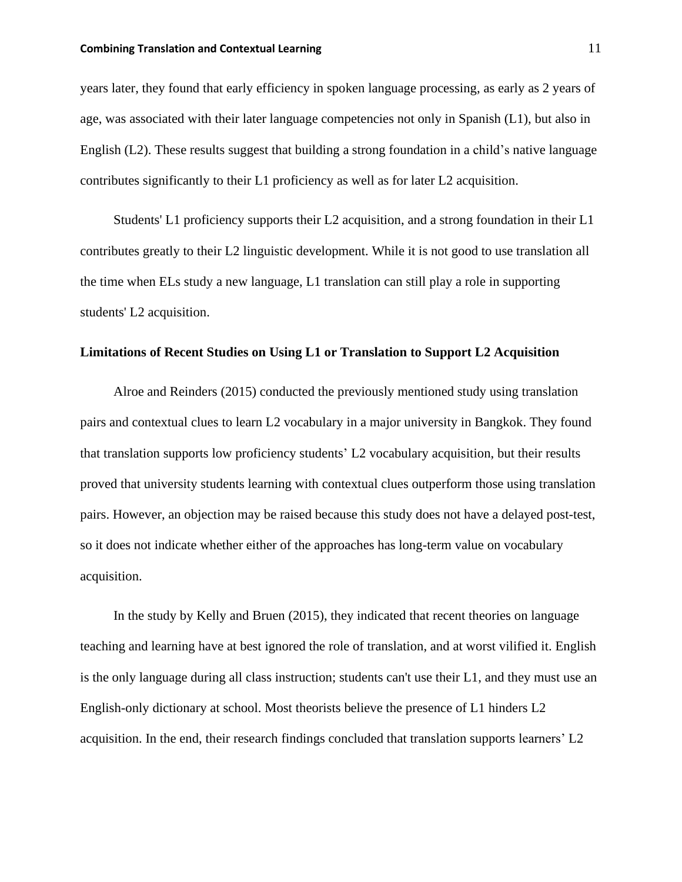years later, they found that early efficiency in spoken language processing, as early as 2 years of age, was associated with their later language competencies not only in Spanish (L1), but also in English (L2). These results suggest that building a strong foundation in a child's native language contributes significantly to their L1 proficiency as well as for later L2 acquisition.

Students' L1 proficiency supports their L2 acquisition, and a strong foundation in their L1 contributes greatly to their L2 linguistic development. While it is not good to use translation all the time when ELs study a new language, L1 translation can still play a role in supporting students' L2 acquisition.

### Limitations of Recent Studies on Using L1 or Translation to Support L2 Acquisition

Alroe and Reinders (2015) conducted the previously mentioned study using translation pairs and contextual clues to learn L2 vocabulary in a major university in Bangkok. They found that translation supports low proficiency students' L2 vocabulary acquisition, but their results proved that university students learning with contextual clues outperform those using translation pairs. However, an objection may be raised because this study does not have a delayed post-test, so it does not indicate whether either of the approaches has long-term value on vocabulary acquisition.

In the study by Kelly and Bruen (2015), they indicated that recent theories on language teaching and learning have at best ignored the role of translation, and at worst vilified it. English is the only language during all class instruction; students can't use their L1, and they must use an English-only dictionary at school. Most theorists believe the presence of L1 hinders L2 acquisition. In the end, their research findings concluded that translation supports learners' L2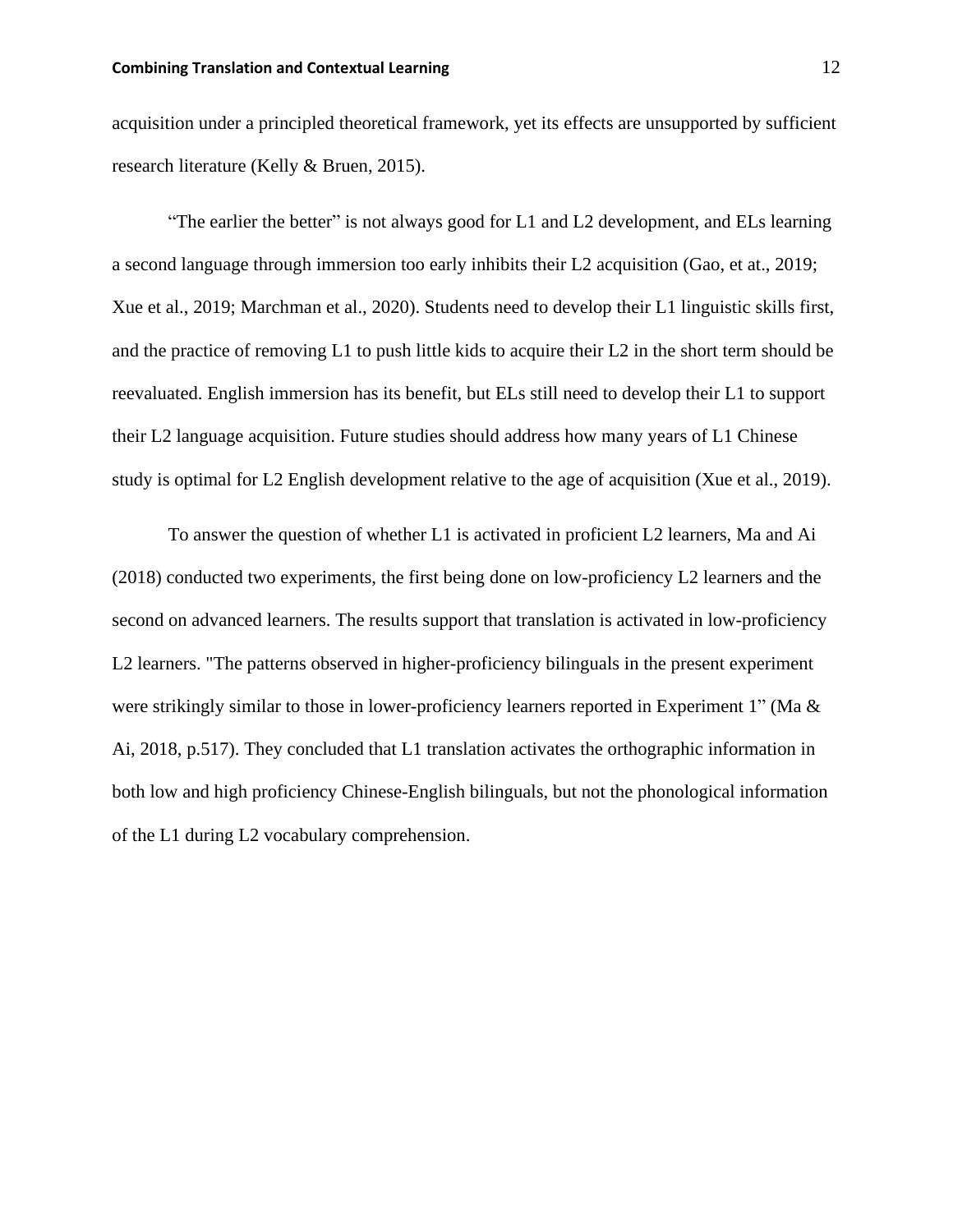acquisition under a principled theoretical framework, yet its effects are unsupported by sufficient research literature (Kelly & Bruen, 2015).

"The earlier the better" is not always good for L1 and L2 development, and ELs learning a second language through immersion too early inhibits their L2 acquisition (Gao, et at., 2019; Xue et al., 2019; Marchman et al., 2020). Students need to develop their L1 linguistic skills first, and the practice of removing L1 to push little kids to acquire their L2 in the short term should be reevaluated. English immersion has its benefit, but ELs still need to develop their L1 to support their L2 language acquisition. Future studies should address how many years of L1 Chinese study is optimal for L2 English development relative to the age of acquisition (Xue et al., 2019).

To answer the question of whether L1 is activated in proficient L2 learners, Ma and Ai (2018) conducted two experiments, the first being done on low-proficiency L2 learners and the second on advanced learners. The results support that translation is activated in low-proficiency L2 learners. "The patterns observed in higher-proficiency bilinguals in the present experiment were strikingly similar to those in lower-proficiency learners reported in Experiment 1" (Ma & Ai, 2018, p.517). They concluded that L1 translation activates the orthographic information in both low and high proficiency Chinese-English bilinguals, but not the phonological information of the L1 during L2 vocabulary comprehension.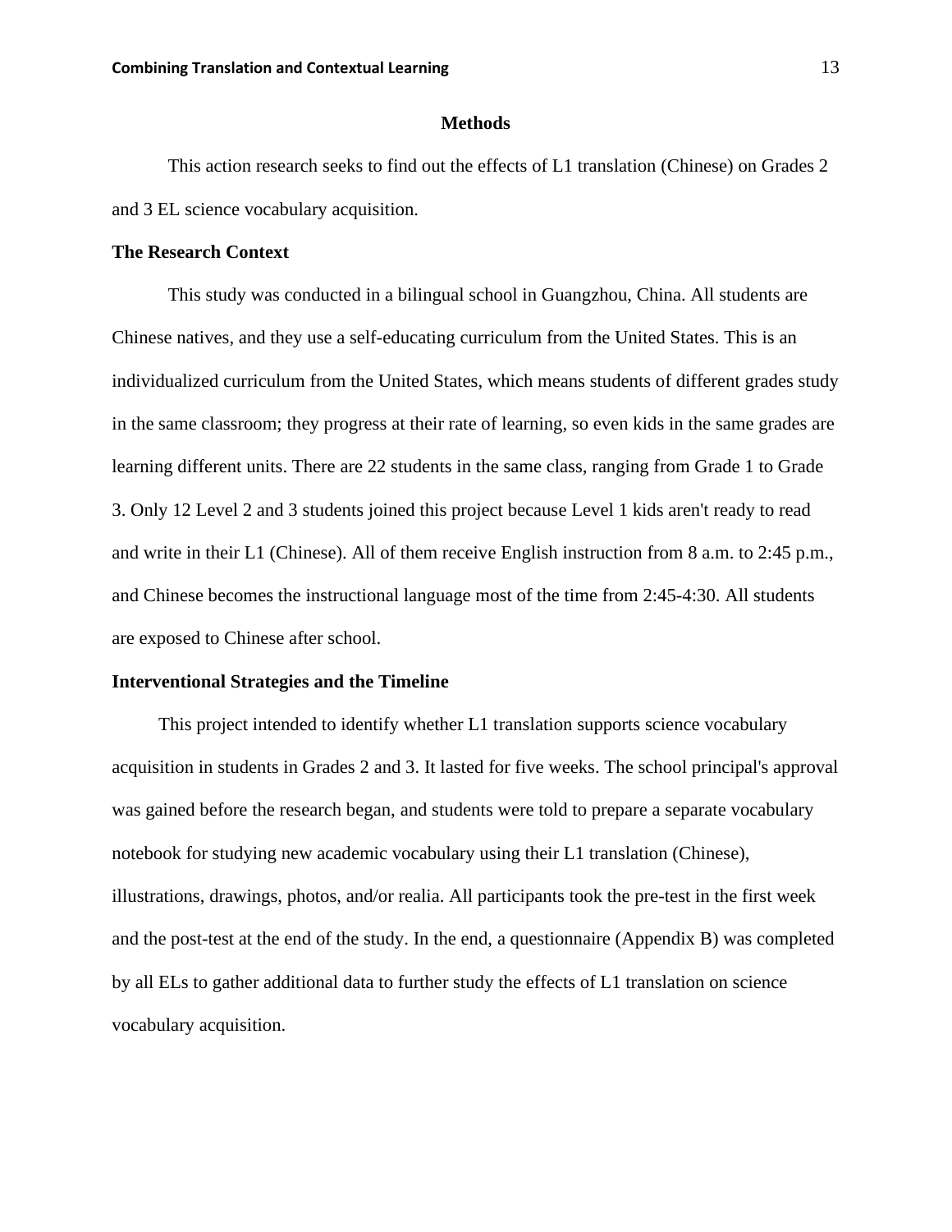## Methods

This action research seeks to find out the effects of L1 translation (Chinese) on Grades 2 and 3 EL science vocabulary acquisition.

### The Research Context

This study was conducted in a bilingual school in Guangzhou, China. All students are Chinese natives, and they use a self-educating curriculum from the United States. This is an individualized curriculum from the United States, which means students of different grades study in the same classroom; they progress at their rate of learning, so even kids in the same grades are learning different units. There are 22 students in the same class, ranging from Grade 1 to Grade 3. Only 12 Level 2 and 3 students joined this project because Level 1 kids aren't ready to read and write in their L1 (Chinese). All of them receive English instruction from 8 a.m. to 2:45 p.m., and Chinese becomes the instructional language most of the time from 2:45-4:30. All students are exposed to Chinese after school.

### Interventional Strategies and the Timeline

This project intended to identify whether L1 translation supports science vocabulary acquisition in students in Grades 2 and 3. It lasted for five weeks. The school principal's approval was gained before the research began, and students were told to prepare a separate vocabulary notebook for studying new academic vocabulary using their L1 translation (Chinese), illustrations, drawings, photos, and/or realia. All participants took the pre-test in the first week and the post-test at the end of the study. In the end, a questionnaire (Appendix B) was completed by all ELs to gather additional data to further study the effects of L1 translation on science vocabulary acquisition.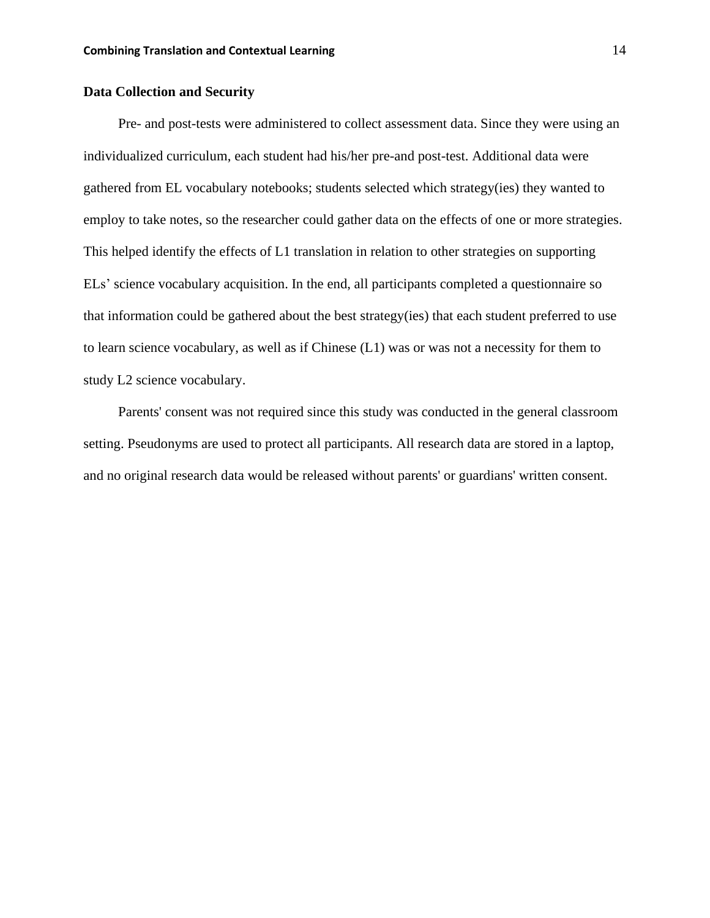**Data Collection and Security**

Pre- and post-tests were administered to collect assessment data. Since they were using an individualized curriculum, each student had his/her pre-and post-test. Additional data were gathered from EL vocabulary notebooks; students selected which strategy(ies) they wanted to employ to take notes, so the researcher could gather data on the effects of one or more strategies. This helped identify the effects of L1 translation in relation to other strategies on supporting ELs' science vocabulary acquisition. In the end, all participants completed a questionnaire so that information could be gathered about the best strategy(ies) that each student preferred to use to learn science vocabulary, as well as if Chinese (L1) was or was not a necessity for them to study L2 science vocabulary.

Parents' consent was not required since this study was conducted in the general classroom setting. Pseudonyms are used to protect all participants. All research data are stored in a laptop, and no original research data would be released without parents' or guardians' written consent.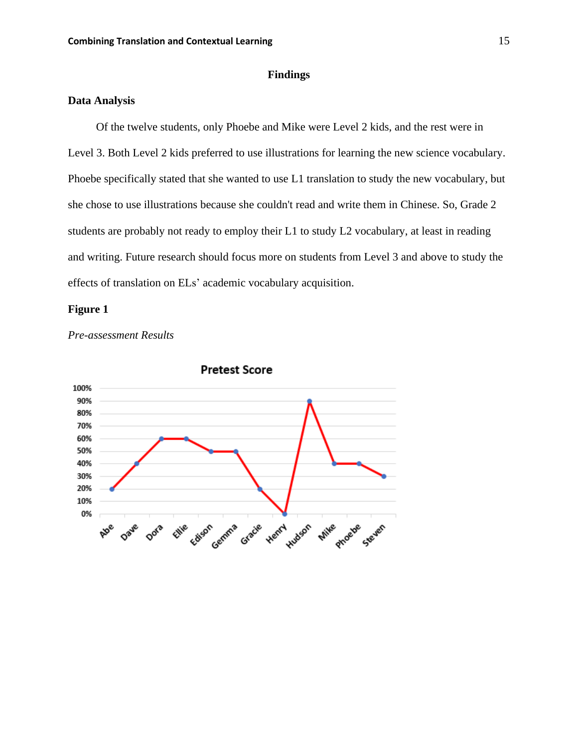## Findings

### Data Analysis

Of the twelve students, only Phoebe and Mike were Level 2 kids, and the rest were in Level 3. Both Level 2 kids preferred to use illustrations for learning the new science vocabulary. Phoebe specifically stated that she wanted to use L1 translation to study the new vocabulary, but she chose to use illustrations because she couldn't read and write them in Chinese. So, Grade 2 students are probably not ready to employ their L1 to study L2 vocabulary, at least in reading and writing. Future research should focus more on students from Level 3 and above to study the effects of translation on ELs' academic vocabulary acquisition.

**Figure 1**

*Pre-assessment Results*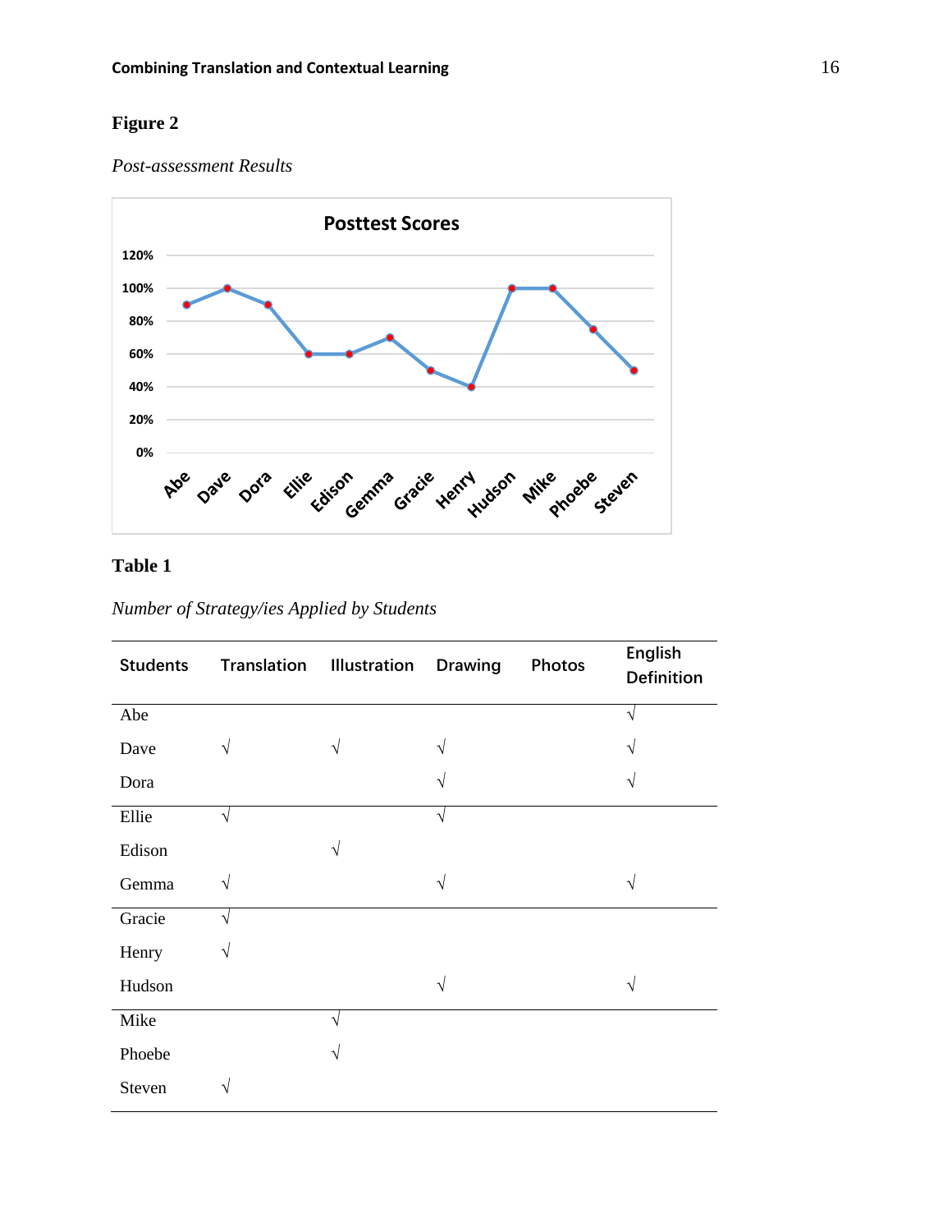**Figure 2**

*Post-assessment Results*

**Posttest Scores**

**Table 1**

*Number of Strategy/ies Applied by Students*

| Students | Translation | Illustration | Drawing | Photos | English Definition |
|---|---|---|---|---|---|
| Abe | | | | | √ |
| Dave | √ | √ | √ | | √ |
| Dora | | | √ | | √ |
| Ellie | √ | | √ | | |
| Edison | | √ | | | |
| Gemma | √ | | √ | | √ |
| Gracie | √ | | | | |
| Henry | √ | | | | |
| Hudson | | | √ | | √ |
| Mike | | √ | | | |
| Phoebe | | √ | | | |
| Steven | √ | | | | |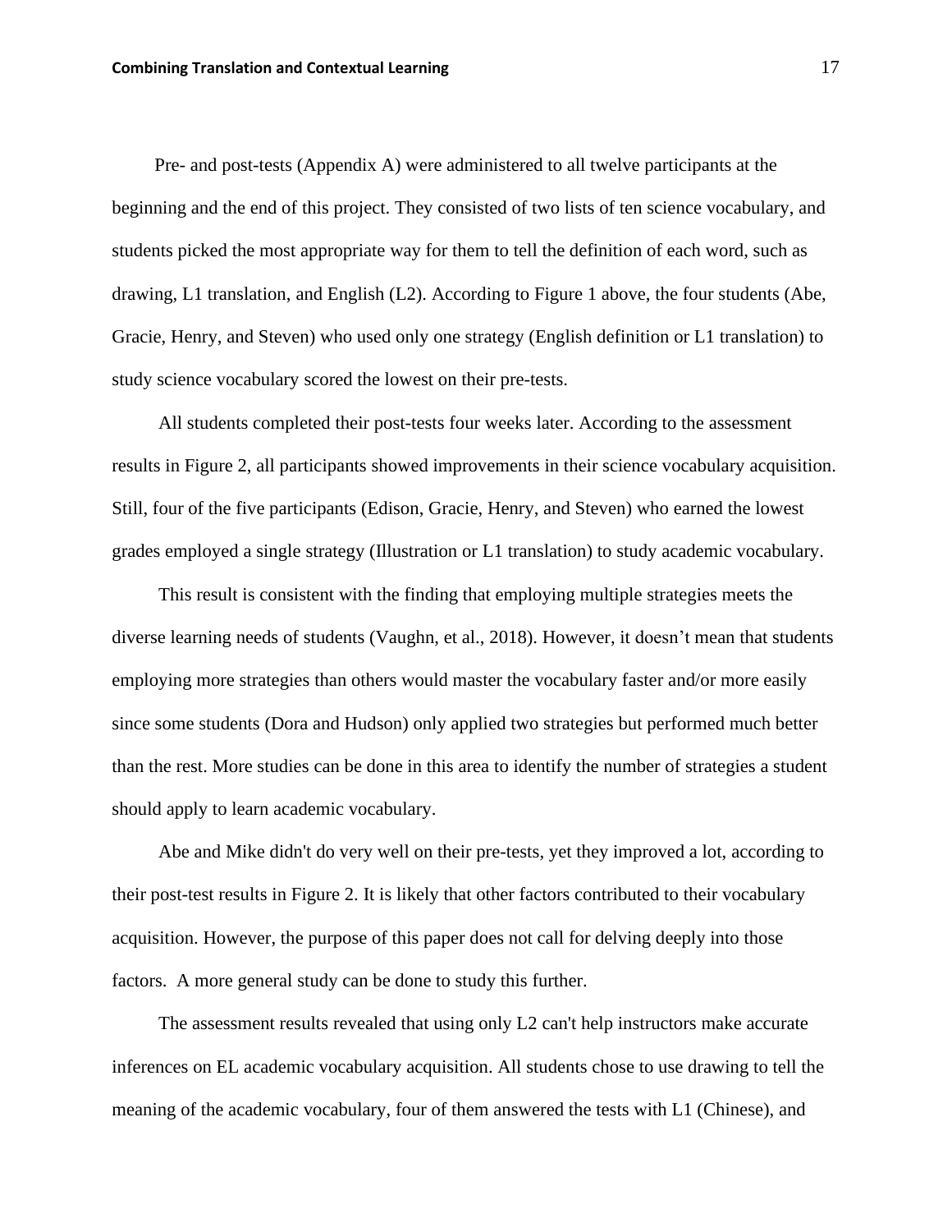Pre- and post-tests (Appendix A) were administered to all twelve participants at the beginning and the end of this project. They consisted of two lists of ten science vocabulary, and students picked the most appropriate way for them to tell the definition of each word, such as drawing, L1 translation, and English (L2). According to Figure 1 above, the four students (Abe, Gracie, Henry, and Steven) who used only one strategy (English definition or L1 translation) to study science vocabulary scored the lowest on their pre-tests.

All students completed their post-tests four weeks later. According to the assessment results in Figure 2, all participants showed improvements in their science vocabulary acquisition. Still, four of the five participants (Edison, Gracie, Henry, and Steven) who earned the lowest grades employed a single strategy (Illustration or L1 translation) to study academic vocabulary.

This result is consistent with the finding that employing multiple strategies meets the diverse learning needs of students (Vaughn, et al., 2018). However, it doesn't mean that students employing more strategies than others would master the vocabulary faster and/or more easily since some students (Dora and Hudson) only applied two strategies but performed much better than the rest. More studies can be done in this area to identify the number of strategies a student should apply to learn academic vocabulary.

Abe and Mike didn't do very well on their pre-tests, yet they improved a lot, according to their post-test results in Figure 2. It is likely that other factors contributed to their vocabulary acquisition. However, the purpose of this paper does not call for delving deeply into those factors. A more general study can be done to study this further.

The assessment results revealed that using only L2 can't help instructors make accurate inferences on EL academic vocabulary acquisition. All students chose to use drawing to tell the meaning of the academic vocabulary, four of them answered the tests with L1 (Chinese), and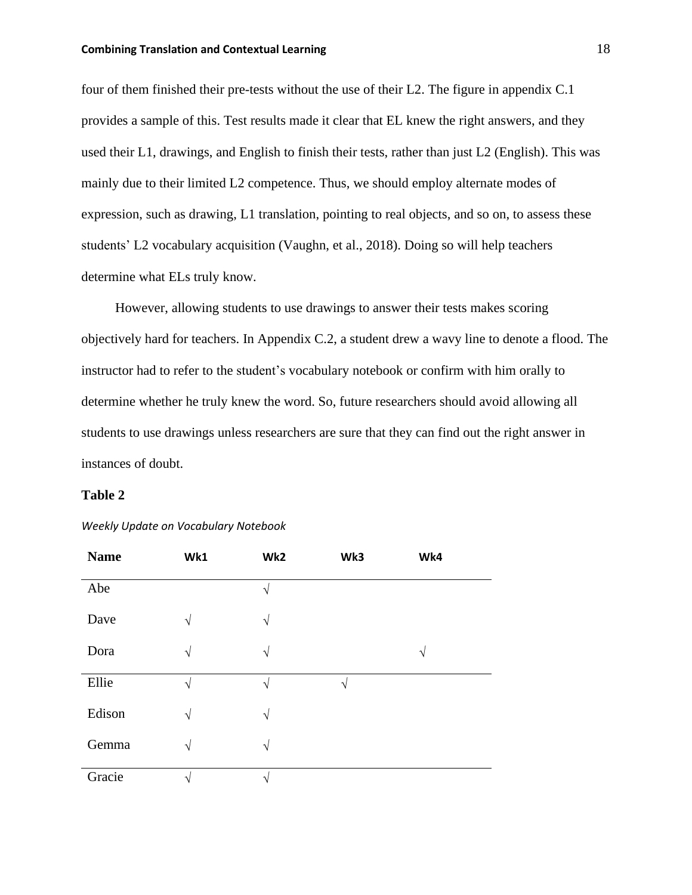four of them finished their pre-tests without the use of their L2. The figure in appendix C.1 provides a sample of this. Test results made it clear that EL knew the right answers, and they used their L1, drawings, and English to finish their tests, rather than just L2 (English). This was mainly due to their limited L2 competence. Thus, we should employ alternate modes of expression, such as drawing, L1 translation, pointing to real objects, and so on, to assess these students' L2 vocabulary acquisition (Vaughn, et al., 2018). Doing so will help teachers determine what ELs truly know.

However, allowing students to use drawings to answer their tests makes scoring objectively hard for teachers. In Appendix C.2, a student drew a wavy line to denote a flood. The instructor had to refer to the student's vocabulary notebook or confirm with him orally to determine whether he truly knew the word. So, future researchers should avoid allowing all students to use drawings unless researchers are sure that they can find out the right answer in instances of doubt.

**Table 2**

*Weekly Update on Vocabulary Notebook*

| Name | Wk1 | Wk2 | Wk3 | Wk4 |
|---|---|---|---|---|
| Abe | | √ | | |
| Dave | √ | √ | | |
| Dora | √ | √ | | √ |
| Ellie | √ | √ | √ | |
| Edison | √ | √ | | |
| Gemma | √ | √ | | |
| Gracie | √ | √ | | |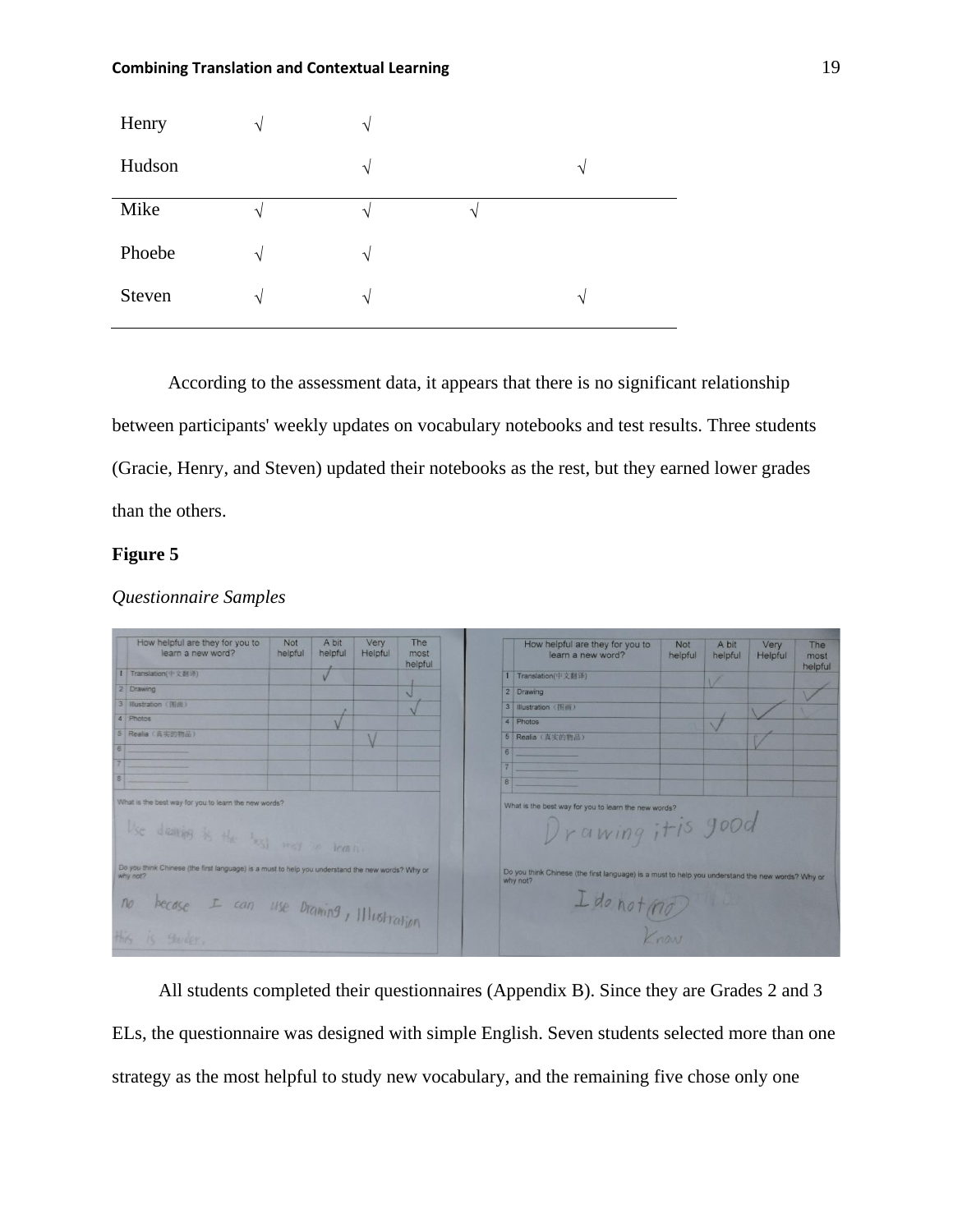| | | | | |
|---|---|---|---|---|
| Henry | √ | √ | | |
| Hudson | | √ | | √ |
| Mike | √ | √ | √ | |
| Phoebe | √ | √ | | |
| Steven | √ | √ | | √ |

According to the assessment data, it appears that there is no significant relationship between participants' weekly updates on vocabulary notebooks and test results. Three students (Gracie, Henry, and Steven) updated their notebooks as the rest, but they earned lower grades than the others.

**Figure 5**

*Questionnaire Samples*

All students completed their questionnaires (Appendix B). Since they are Grades 2 and 3 ELs, the questionnaire was designed with simple English. Seven students selected more than one strategy as the most helpful to study new vocabulary, and the remaining five chose only one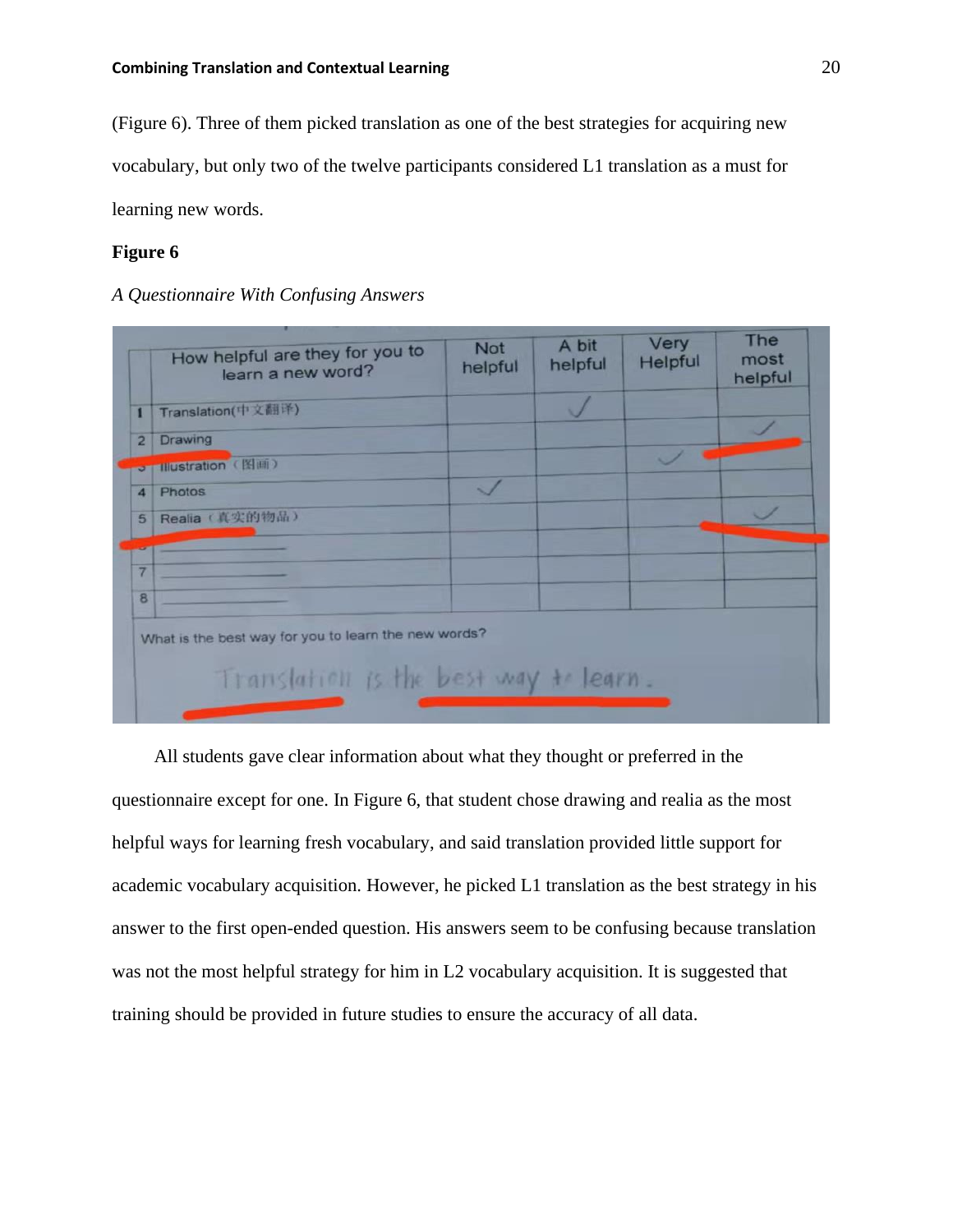(Figure 6). Three of them picked translation as one of the best strategies for acquiring new vocabulary, but only two of the twelve participants considered L1 translation as a must for learning new words.

**Figure 6**

*A Questionnaire With Confusing Answers*

| | How helpful are they for you to learn a new word? | Not helpful | A bit helpful | Very Helpful | The most helpful |
|---|---|---|---|---|---|
| 1 | Translation(中文翻译) | | ✓ | | |
| 2 | Drawing | | | | ✓ |
| 3 | Illustration（图画） | | | ✓ | |
| 4 | Photos | ✓ | | | |
| 5 | Realia（真实的物品） | | | | ✓ |
| 6 | | | | | |
| 7 | | | | | |
| 8 | | | | | |

What is the best way for you to learn the new words?

Translation is the best way to learn.

All students gave clear information about what they thought or preferred in the questionnaire except for one. In Figure 6, that student chose drawing and realia as the most helpful ways for learning fresh vocabulary, and said translation provided little support for academic vocabulary acquisition. However, he picked L1 translation as the best strategy in his answer to the first open-ended question. His answers seem to be confusing because translation was not the most helpful strategy for him in L2 vocabulary acquisition. It is suggested that training should be provided in future studies to ensure the accuracy of all data.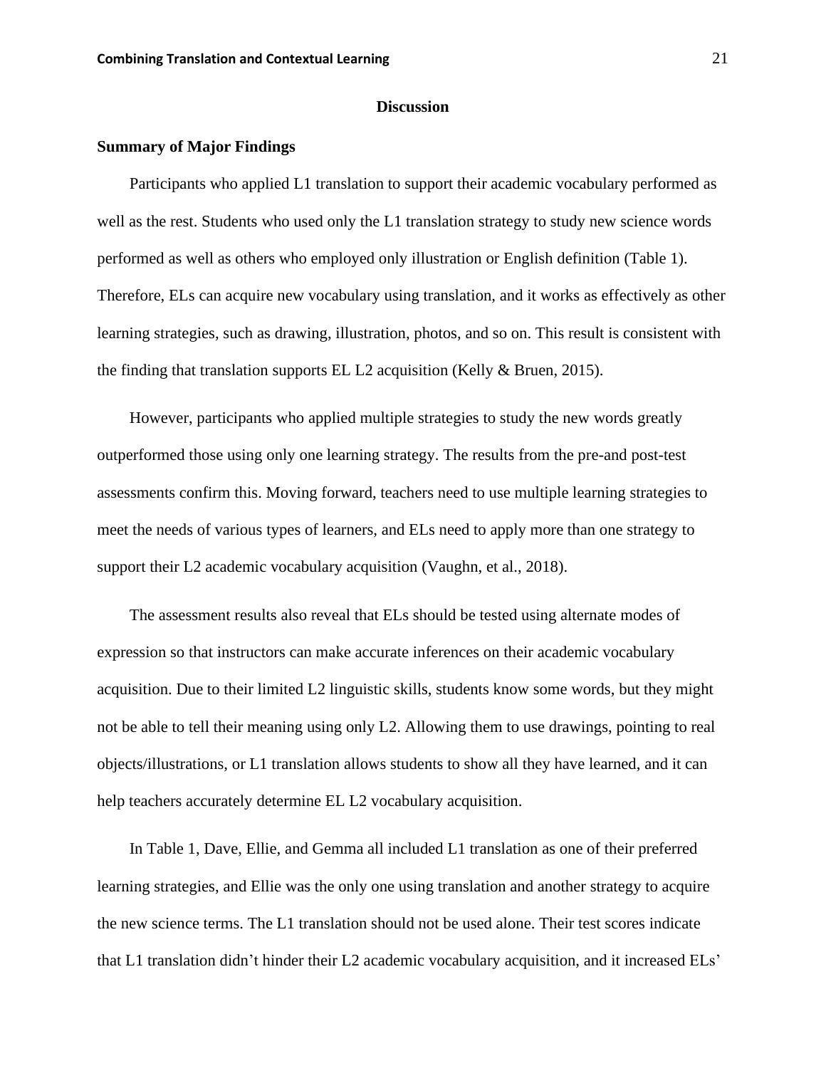## Discussion

### Summary of Major Findings

Participants who applied L1 translation to support their academic vocabulary performed as well as the rest. Students who used only the L1 translation strategy to study new science words performed as well as others who employed only illustration or English definition (Table 1). Therefore, ELs can acquire new vocabulary using translation, and it works as effectively as other learning strategies, such as drawing, illustration, photos, and so on. This result is consistent with the finding that translation supports EL L2 acquisition (Kelly & Bruen, 2015).

However, participants who applied multiple strategies to study the new words greatly outperformed those using only one learning strategy. The results from the pre-and post-test assessments confirm this. Moving forward, teachers need to use multiple learning strategies to meet the needs of various types of learners, and ELs need to apply more than one strategy to support their L2 academic vocabulary acquisition (Vaughn, et al., 2018).

The assessment results also reveal that ELs should be tested using alternate modes of expression so that instructors can make accurate inferences on their academic vocabulary acquisition. Due to their limited L2 linguistic skills, students know some words, but they might not be able to tell their meaning using only L2. Allowing them to use drawings, pointing to real objects/illustrations, or L1 translation allows students to show all they have learned, and it can help teachers accurately determine EL L2 vocabulary acquisition.

In Table 1, Dave, Ellie, and Gemma all included L1 translation as one of their preferred learning strategies, and Ellie was the only one using translation and another strategy to acquire the new science terms. The L1 translation should not be used alone. Their test scores indicate that L1 translation didn't hinder their L2 academic vocabulary acquisition, and it increased ELs'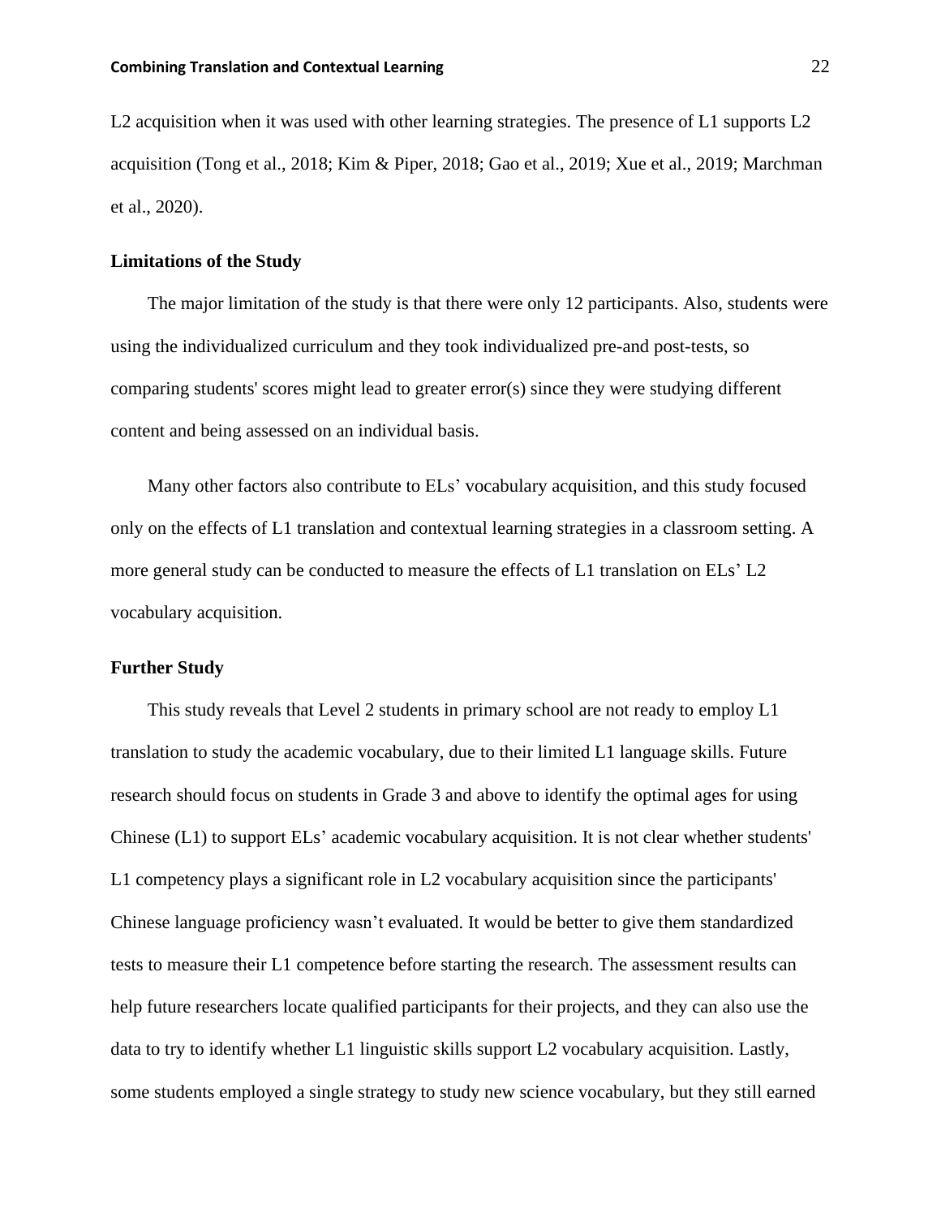L2 acquisition when it was used with other learning strategies. The presence of L1 supports L2 acquisition (Tong et al., 2018; Kim & Piper, 2018; Gao et al., 2019; Xue et al., 2019; Marchman et al., 2020).

### Limitations of the Study

The major limitation of the study is that there were only 12 participants. Also, students were using the individualized curriculum and they took individualized pre-and post-tests, so comparing students' scores might lead to greater error(s) since they were studying different content and being assessed on an individual basis.

Many other factors also contribute to ELs' vocabulary acquisition, and this study focused only on the effects of L1 translation and contextual learning strategies in a classroom setting. A more general study can be conducted to measure the effects of L1 translation on ELs' L2 vocabulary acquisition.

### Further Study

This study reveals that Level 2 students in primary school are not ready to employ L1 translation to study the academic vocabulary, due to their limited L1 language skills. Future research should focus on students in Grade 3 and above to identify the optimal ages for using Chinese (L1) to support ELs' academic vocabulary acquisition. It is not clear whether students' L1 competency plays a significant role in L2 vocabulary acquisition since the participants' Chinese language proficiency wasn't evaluated. It would be better to give them standardized tests to measure their L1 competence before starting the research. The assessment results can help future researchers locate qualified participants for their projects, and they can also use the data to try to identify whether L1 linguistic skills support L2 vocabulary acquisition. Lastly, some students employed a single strategy to study new science vocabulary, but they still earned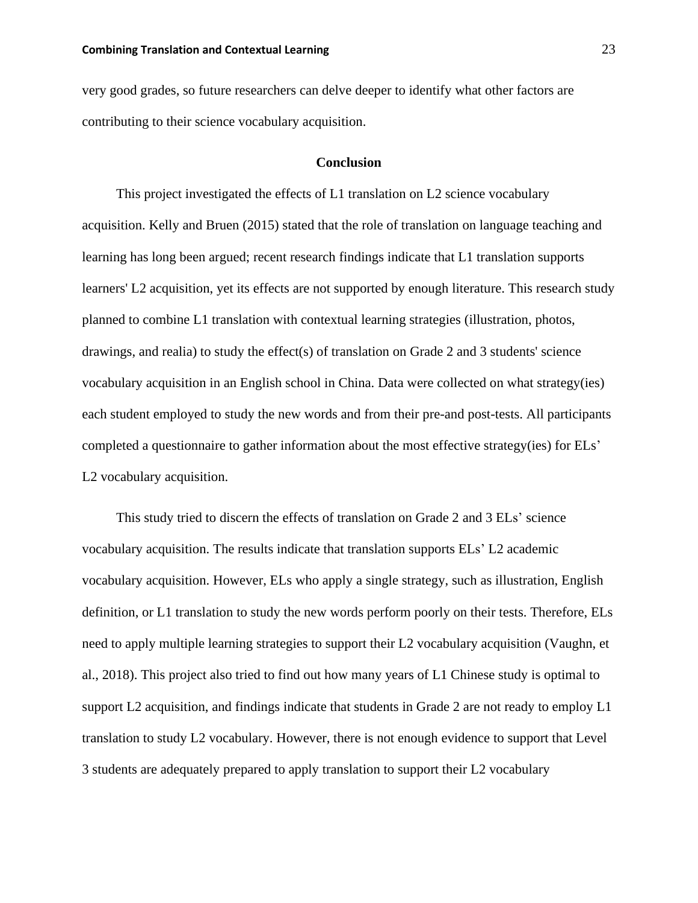very good grades, so future researchers can delve deeper to identify what other factors are contributing to their science vocabulary acquisition.

## Conclusion

This project investigated the effects of L1 translation on L2 science vocabulary acquisition. Kelly and Bruen (2015) stated that the role of translation on language teaching and learning has long been argued; recent research findings indicate that L1 translation supports learners' L2 acquisition, yet its effects are not supported by enough literature. This research study planned to combine L1 translation with contextual learning strategies (illustration, photos, drawings, and realia) to study the effect(s) of translation on Grade 2 and 3 students' science vocabulary acquisition in an English school in China. Data were collected on what strategy(ies) each student employed to study the new words and from their pre-and post-tests. All participants completed a questionnaire to gather information about the most effective strategy(ies) for ELs' L2 vocabulary acquisition.

This study tried to discern the effects of translation on Grade 2 and 3 ELs' science vocabulary acquisition. The results indicate that translation supports ELs' L2 academic vocabulary acquisition. However, ELs who apply a single strategy, such as illustration, English definition, or L1 translation to study the new words perform poorly on their tests. Therefore, ELs need to apply multiple learning strategies to support their L2 vocabulary acquisition (Vaughn, et al., 2018). This project also tried to find out how many years of L1 Chinese study is optimal to support L2 acquisition, and findings indicate that students in Grade 2 are not ready to employ L1 translation to study L2 vocabulary. However, there is not enough evidence to support that Level 3 students are adequately prepared to apply translation to support their L2 vocabulary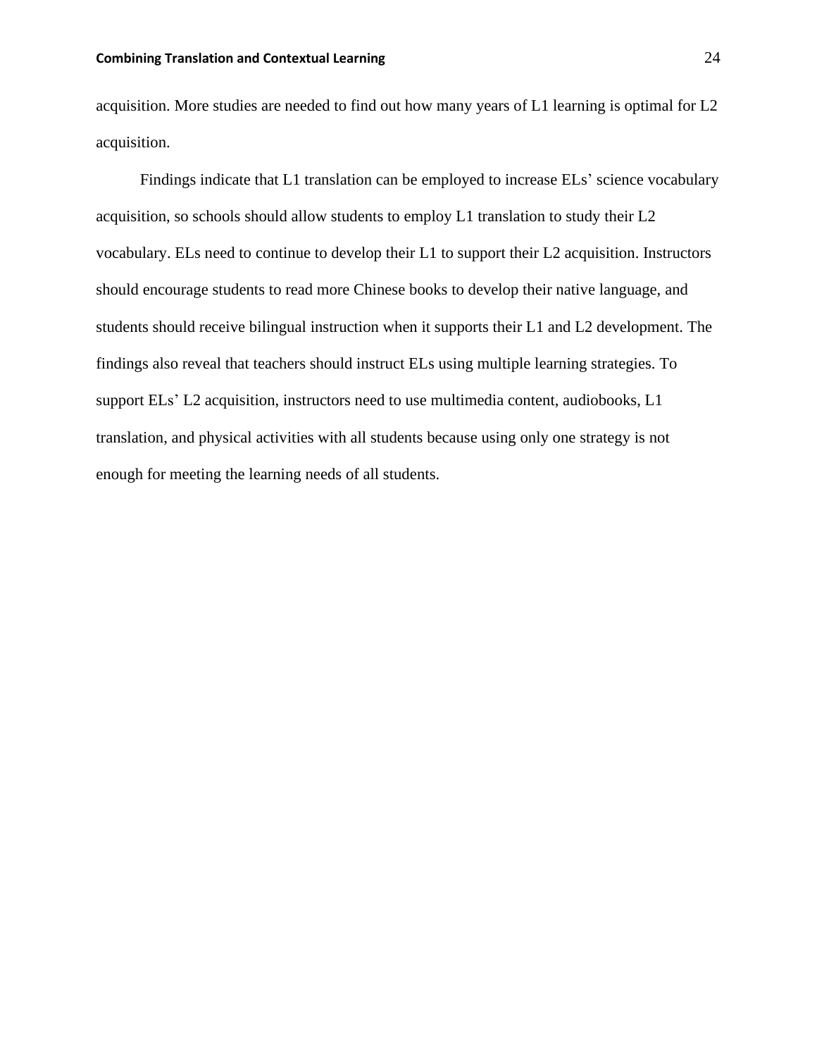acquisition. More studies are needed to find out how many years of L1 learning is optimal for L2 acquisition.

Findings indicate that L1 translation can be employed to increase ELs' science vocabulary acquisition, so schools should allow students to employ L1 translation to study their L2 vocabulary. ELs need to continue to develop their L1 to support their L2 acquisition. Instructors should encourage students to read more Chinese books to develop their native language, and students should receive bilingual instruction when it supports their L1 and L2 development. The findings also reveal that teachers should instruct ELs using multiple learning strategies. To support ELs' L2 acquisition, instructors need to use multimedia content, audiobooks, L1 translation, and physical activities with all students because using only one strategy is not enough for meeting the learning needs of all students.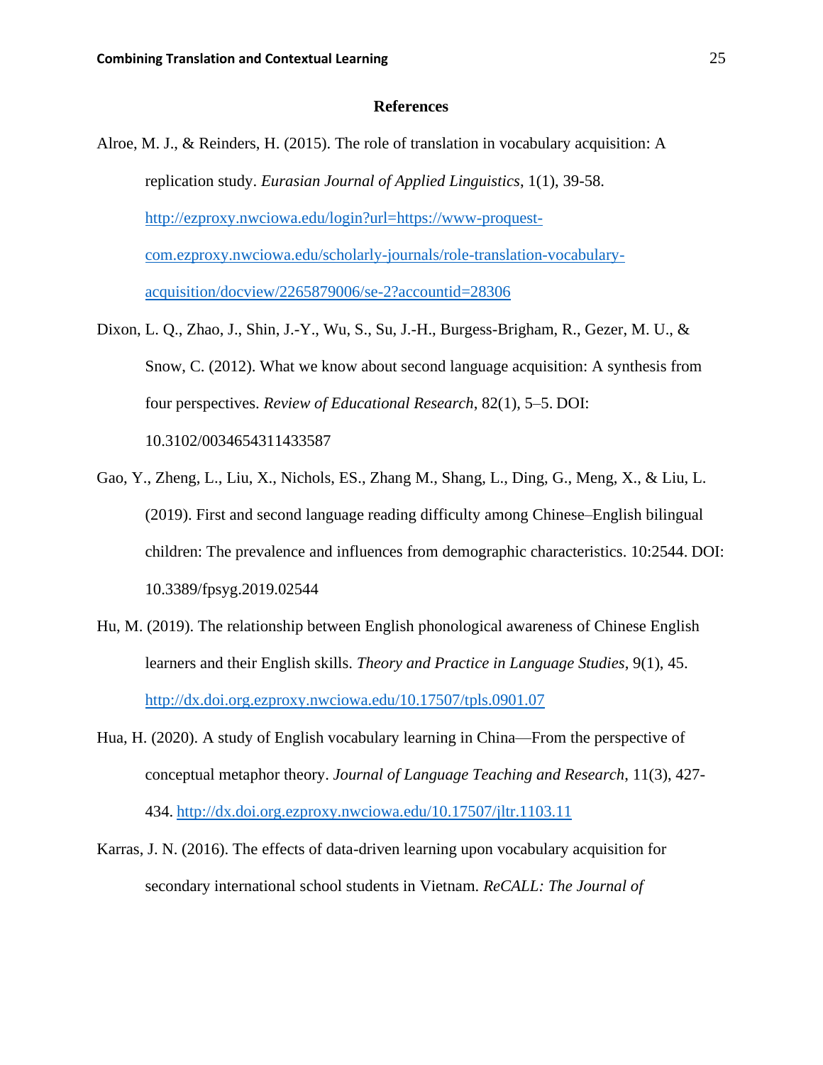# References

Alroe, M. J., & Reinders, H. (2015). The role of translation in vocabulary acquisition: A replication study. *Eurasian Journal of Applied Linguistics*, 1(1), 39-58. http://ezproxy.nwciowa.edu/login?url=https://www-proquest-com.ezproxy.nwciowa.edu/scholarly-journals/role-translation-vocabulary-acquisition/docview/2265879006/se-2?accountid=28306

Dixon, L. Q., Zhao, J., Shin, J.-Y., Wu, S., Su, J.-H., Burgess-Brigham, R., Gezer, M. U., & Snow, C. (2012). What we know about second language acquisition: A synthesis from four perspectives. *Review of Educational Research*, 82(1), 5–5. DOI: 10.3102/0034654311433587

Gao, Y., Zheng, L., Liu, X., Nichols, ES., Zhang M., Shang, L., Ding, G., Meng, X., & Liu, L. (2019). First and second language reading difficulty among Chinese–English bilingual children: The prevalence and influences from demographic characteristics. 10:2544. DOI: 10.3389/fpsyg.2019.02544

Hu, M. (2019). The relationship between English phonological awareness of Chinese English learners and their English skills. *Theory and Practice in Language Studies*, 9(1), 45. http://dx.doi.org.ezproxy.nwciowa.edu/10.17507/tpls.0901.07

Hua, H. (2020). A study of English vocabulary learning in China—From the perspective of conceptual metaphor theory. *Journal of Language Teaching and Research*, 11(3), 427-434. http://dx.doi.org.ezproxy.nwciowa.edu/10.17507/jltr.1103.11

Karras, J. N. (2016). The effects of data-driven learning upon vocabulary acquisition for secondary international school students in Vietnam. *ReCALL: The Journal of*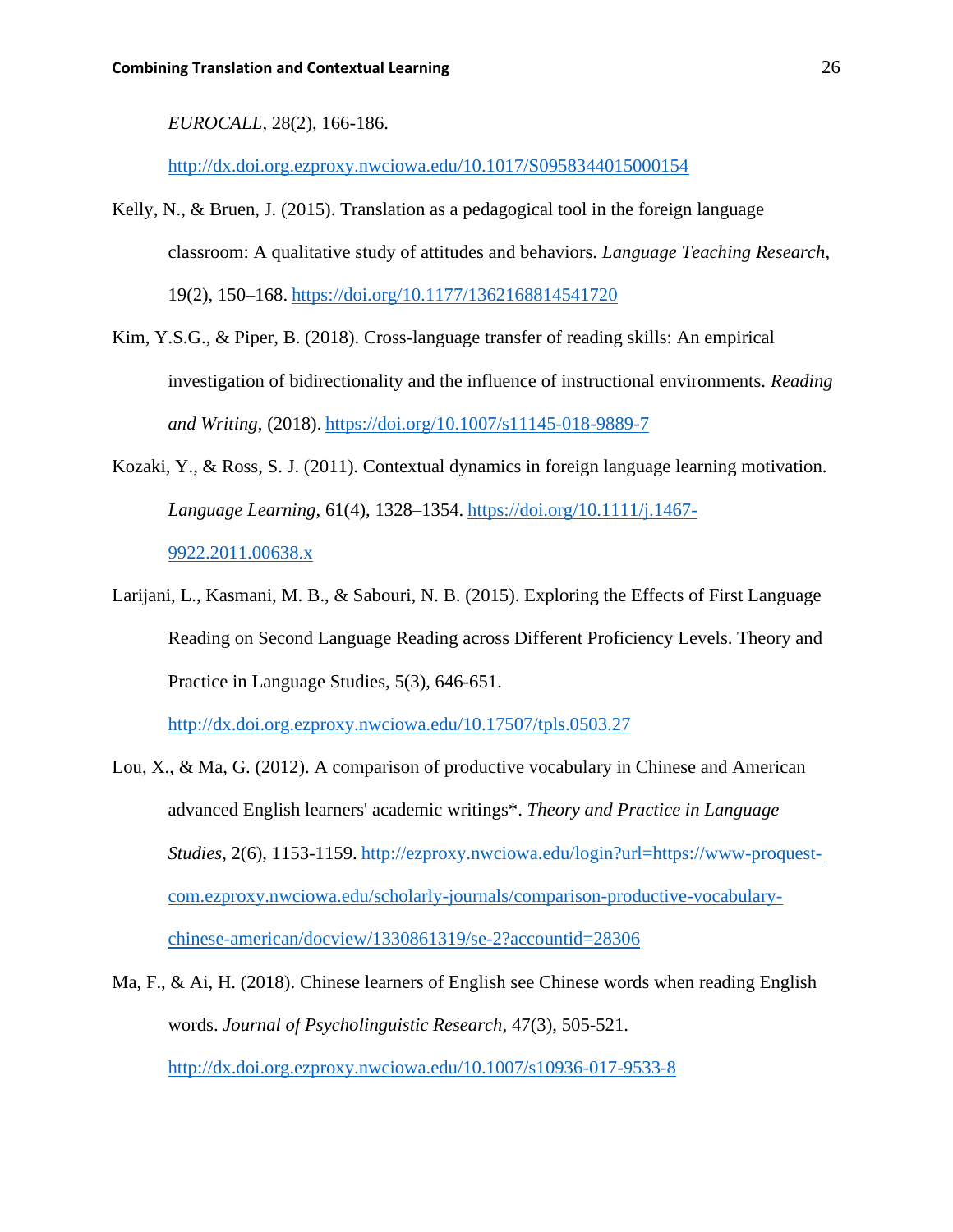*EUROCALL*, 28(2), 166-186.
http://dx.doi.org.ezproxy.nwciowa.edu/10.1017/S0958344015000154

Kelly, N., & Bruen, J. (2015). Translation as a pedagogical tool in the foreign language classroom: A qualitative study of attitudes and behaviors. *Language Teaching Research*, 19(2), 150–168. https://doi.org/10.1177/1362168814541720

Kim, Y.S.G., & Piper, B. (2018). Cross-language transfer of reading skills: An empirical investigation of bidirectionality and the influence of instructional environments. *Reading and Writing*, (2018). https://doi.org/10.1007/s11145-018-9889-7

Kozaki, Y., & Ross, S. J. (2011). Contextual dynamics in foreign language learning motivation. *Language Learning*, 61(4), 1328–1354. https://doi.org/10.1111/j.1467-9922.2011.00638.x

Larijani, L., Kasmani, M. B., & Sabouri, N. B. (2015). Exploring the Effects of First Language Reading on Second Language Reading across Different Proficiency Levels. Theory and Practice in Language Studies, 5(3), 646-651.
http://dx.doi.org.ezproxy.nwciowa.edu/10.17507/tpls.0503.27

Lou, X., & Ma, G. (2012). A comparison of productive vocabulary in Chinese and American advanced English learners' academic writings*. *Theory and Practice in Language Studies*, 2(6), 1153-1159. http://ezproxy.nwciowa.edu/login?url=https://www-proquest-com.ezproxy.nwciowa.edu/scholarly-journals/comparison-productive-vocabulary-chinese-american/docview/1330861319/se-2?accountid=28306

Ma, F., & Ai, H. (2018). Chinese learners of English see Chinese words when reading English words. *Journal of Psycholinguistic Research*, 47(3), 505-521.
http://dx.doi.org.ezproxy.nwciowa.edu/10.1007/s10936-017-9533-8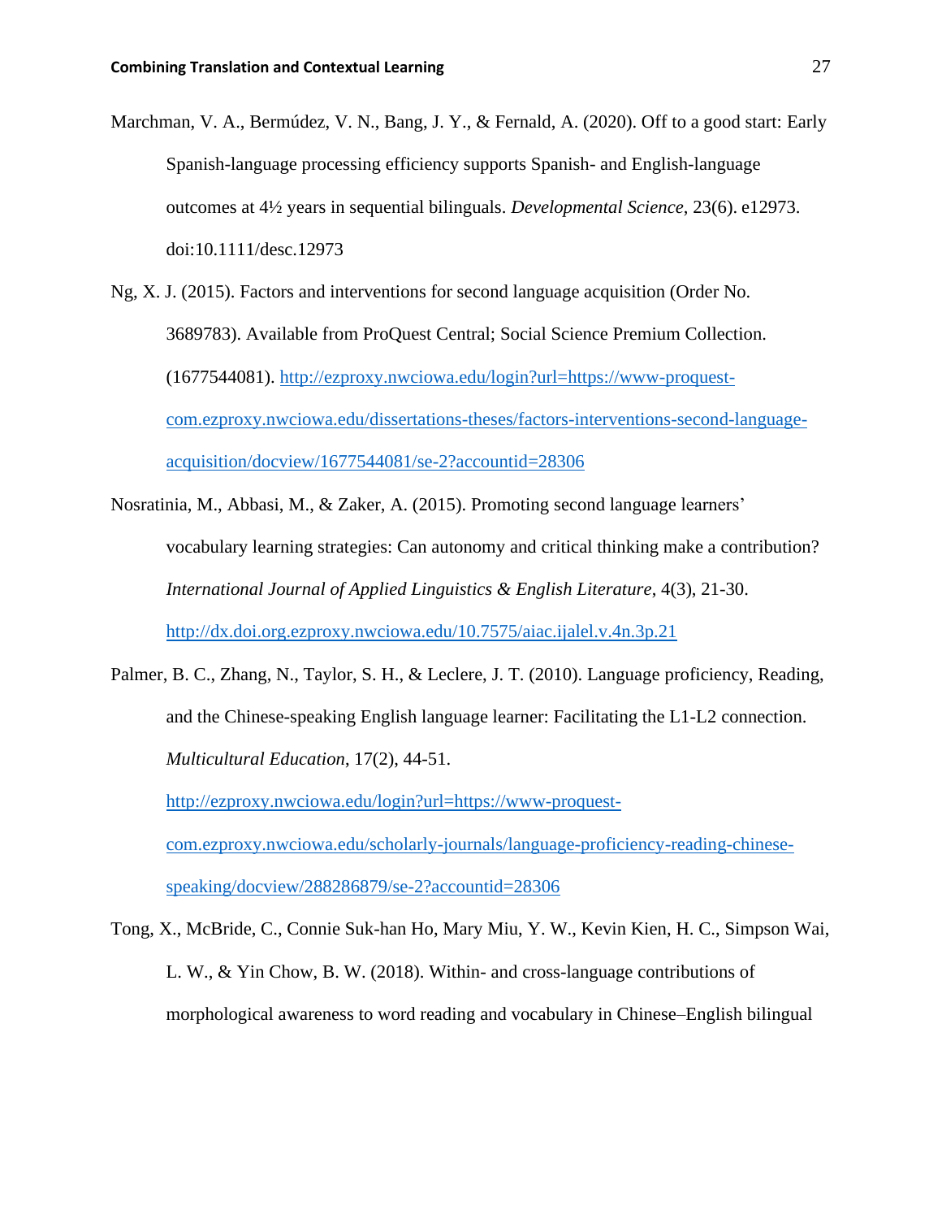Marchman, V. A., Bermúdez, V. N., Bang, J. Y., & Fernald, A. (2020). Off to a good start: Early Spanish-language processing efficiency supports Spanish- and English-language outcomes at 4½ years in sequential bilinguals. *Developmental Science*, 23(6). e12973. doi:10.1111/desc.12973

Ng, X. J. (2015). Factors and interventions for second language acquisition (Order No. 3689783). Available from ProQuest Central; Social Science Premium Collection. (1677544081). [http://ezproxy.nwciowa.edu/login?url=https://www-proquest-com.ezproxy.nwciowa.edu/dissertations-theses/factors-interventions-second-language-acquisition/docview/1677544081/se-2?accountid=28306](http://ezproxy.nwciowa.edu/login?url=https://www-proquest-com.ezproxy.nwciowa.edu/dissertations-theses/factors-interventions-second-language-acquisition/docview/1677544081/se-2?accountid=28306)

Nosratinia, M., Abbasi, M., & Zaker, A. (2015). Promoting second language learners' vocabulary learning strategies: Can autonomy and critical thinking make a contribution? *International Journal of Applied Linguistics & English Literature*, 4(3), 21-30. [http://dx.doi.org.ezproxy.nwciowa.edu/10.7575/aiac.ijalel.v.4n.3p.21](http://dx.doi.org.ezproxy.nwciowa.edu/10.7575/aiac.ijalel.v.4n.3p.21)

Palmer, B. C., Zhang, N., Taylor, S. H., & Leclere, J. T. (2010). Language proficiency, Reading, and the Chinese-speaking English language learner: Facilitating the L1-L2 connection. *Multicultural Education*, 17(2), 44-51. [http://ezproxy.nwciowa.edu/login?url=https://www-proquest-com.ezproxy.nwciowa.edu/scholarly-journals/language-proficiency-reading-chinese-speaking/docview/288286879/se-2?accountid=28306](http://ezproxy.nwciowa.edu/login?url=https://www-proquest-com.ezproxy.nwciowa.edu/scholarly-journals/language-proficiency-reading-chinese-speaking/docview/288286879/se-2?accountid=28306)

Tong, X., McBride, C., Connie Suk-han Ho, Mary Miu, Y. W., Kevin Kien, H. C., Simpson Wai, L. W., & Yin Chow, B. W. (2018). Within- and cross-language contributions of morphological awareness to word reading and vocabulary in Chinese–English bilingual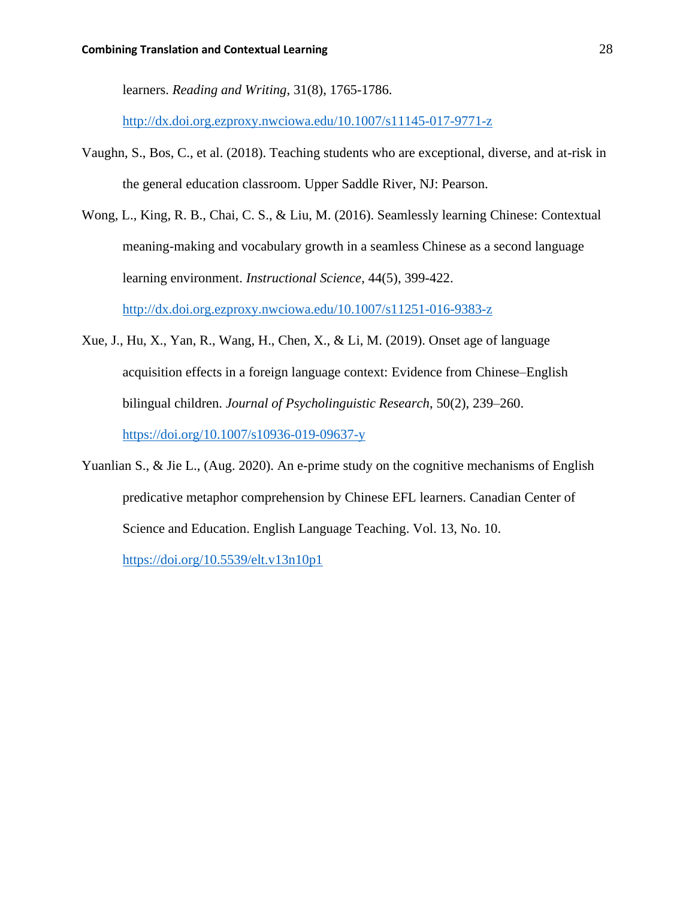learners. *Reading and Writing*, 31(8), 1765-1786. http://dx.doi.org.ezproxy.nwciowa.edu/10.1007/s11145-017-9771-z

Vaughn, S., Bos, C., et al. (2018). Teaching students who are exceptional, diverse, and at-risk in the general education classroom. Upper Saddle River, NJ: Pearson.

Wong, L., King, R. B., Chai, C. S., & Liu, M. (2016). Seamlessly learning Chinese: Contextual meaning-making and vocabulary growth in a seamless Chinese as a second language learning environment. *Instructional Science*, 44(5), 399-422. http://dx.doi.org.ezproxy.nwciowa.edu/10.1007/s11251-016-9383-z

Xue, J., Hu, X., Yan, R., Wang, H., Chen, X., & Li, M. (2019). Onset age of language acquisition effects in a foreign language context: Evidence from Chinese–English bilingual children. *Journal of Psycholinguistic Research*, 50(2), 239–260. https://doi.org/10.1007/s10936-019-09637-y

Yuanlian S., & Jie L., (Aug. 2020). An e-prime study on the cognitive mechanisms of English predicative metaphor comprehension by Chinese EFL learners. Canadian Center of Science and Education. English Language Teaching. Vol. 13, No. 10. https://doi.org/10.5539/elt.v13n10p1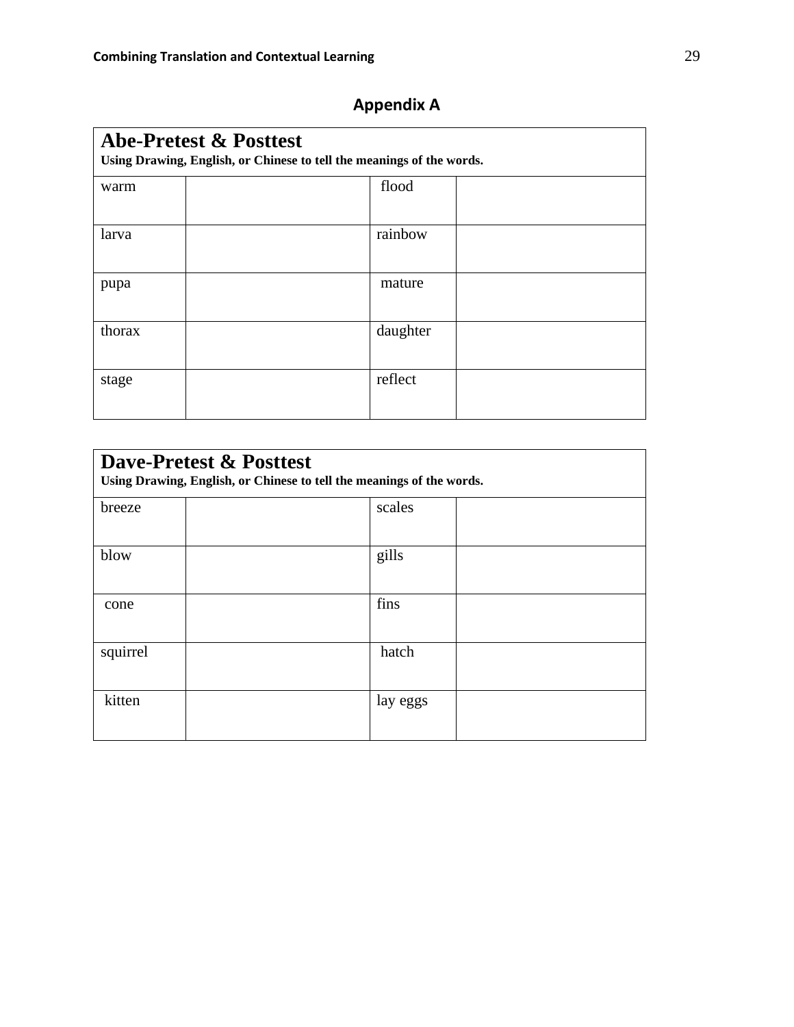## Appendix A

| **Abe-Pretest & Posttest**<br>**Using Drawing, English, or Chinese to tell the meanings of the words.** | | | |
|---|---|---|---|
| warm | | flood | |
| larva | | rainbow | |
| pupa | | mature | |
| thorax | | daughter | |
| stage | | reflect | |

| **Dave-Pretest & Posttest**<br>**Using Drawing, English, or Chinese to tell the meanings of the words.** | | | |
|---|---|---|---|
| breeze | | scales | |
| blow | | gills | |
| cone | | fins | |
| squirrel | | hatch | |
| kitten | | lay eggs | |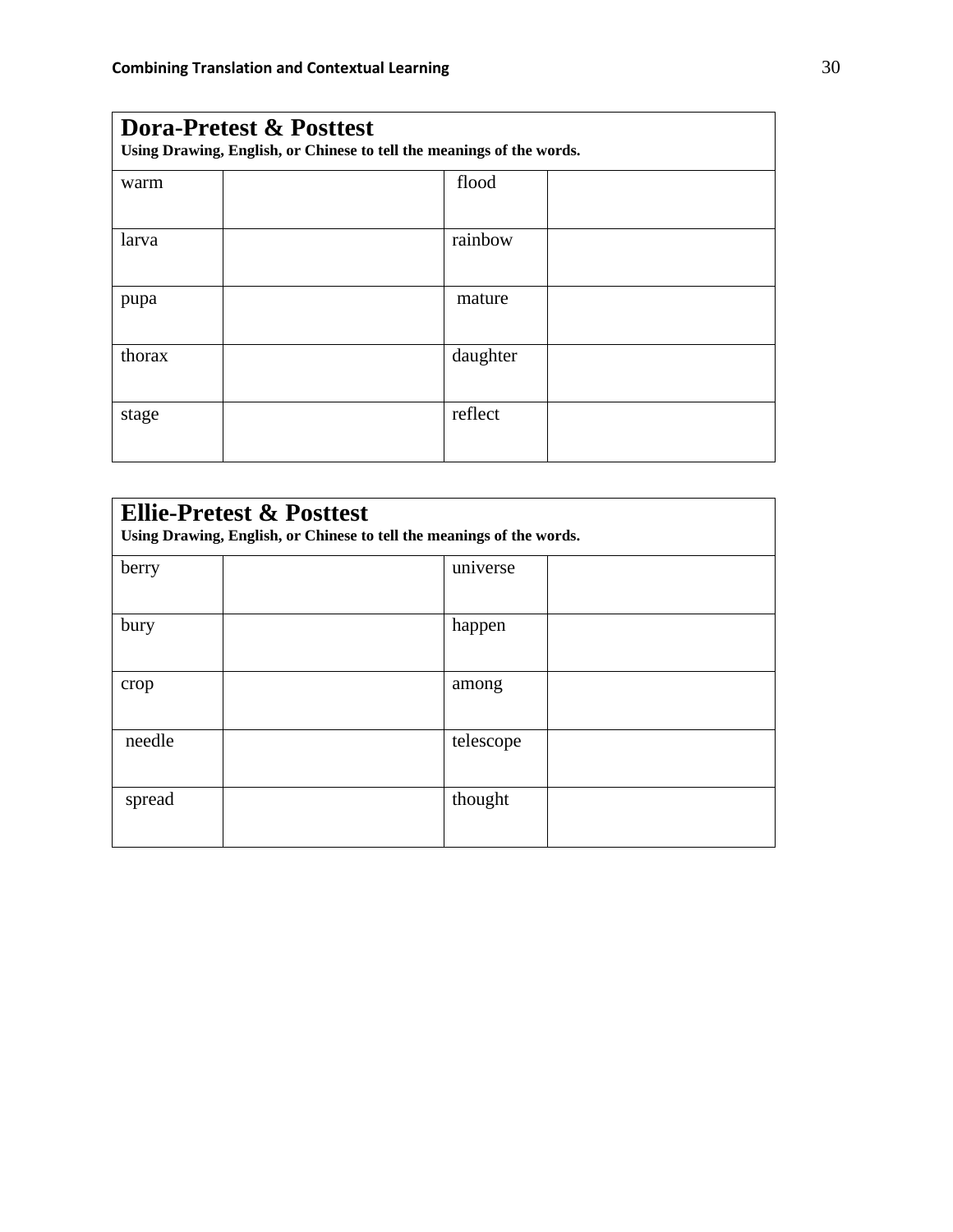| **Dora-Pretest & Posttest**<br>**Using Drawing, English, or Chinese to tell the meanings of the words.** | | | |
|---|---|---|---|
| warm | | flood | |
| larva | | rainbow | |
| pupa | | mature | |
| thorax | | daughter | |
| stage | | reflect | |

| **Ellie-Pretest & Posttest**<br>**Using Drawing, English, or Chinese to tell the meanings of the words.** | | | |
|---|---|---|---|
| berry | | universe | |
| bury | | happen | |
| crop | | among | |
| needle | | telescope | |
| spread | | thought | |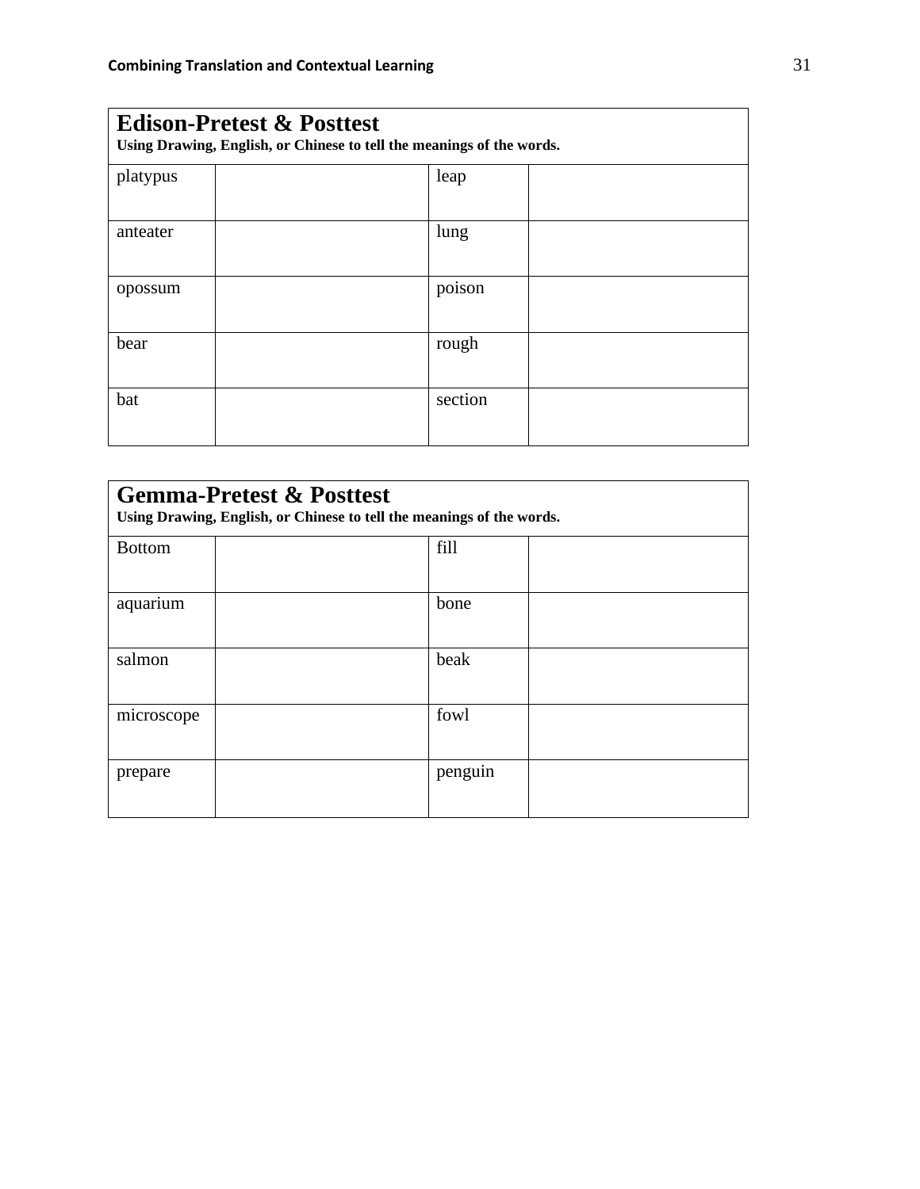| **Edison-Pretest & Posttest**<br>**Using Drawing, English, or Chinese to tell the meanings of the words.** | | | |
|---|---|---|---|
| platypus | | leap | |
| anteater | | lung | |
| opossum | | poison | |
| bear | | rough | |
| bat | | section | |

| **Gemma-Pretest & Posttest**<br>**Using Drawing, English, or Chinese to tell the meanings of the words.** | | | |
|---|---|---|---|
| Bottom | | fill | |
| aquarium | | bone | |
| salmon | | beak | |
| microscope | | fowl | |
| prepare | | penguin | |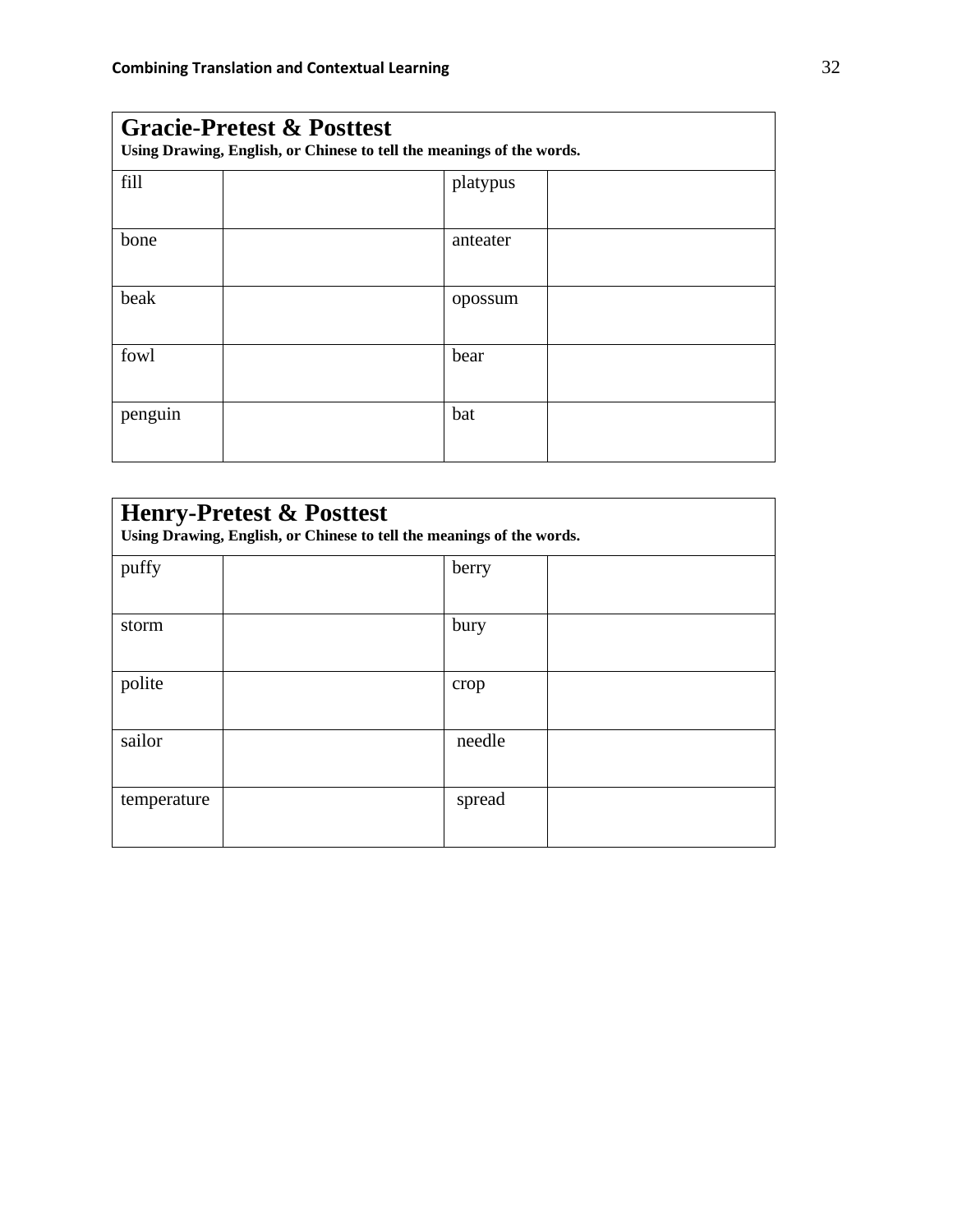| **Gracie-Pretest & Posttest**<br>**Using Drawing, English, or Chinese to tell the meanings of the words.** | | | |
|---|---|---|---|
| fill | | platypus | |
| bone | | anteater | |
| beak | | opossum | |
| fowl | | bear | |
| penguin | | bat | |

| **Henry-Pretest & Posttest**<br>**Using Drawing, English, or Chinese to tell the meanings of the words.** | | | |
|---|---|---|---|
| puffy | | berry | |
| storm | | bury | |
| polite | | crop | |
| sailor | | needle | |
| temperature | | spread | |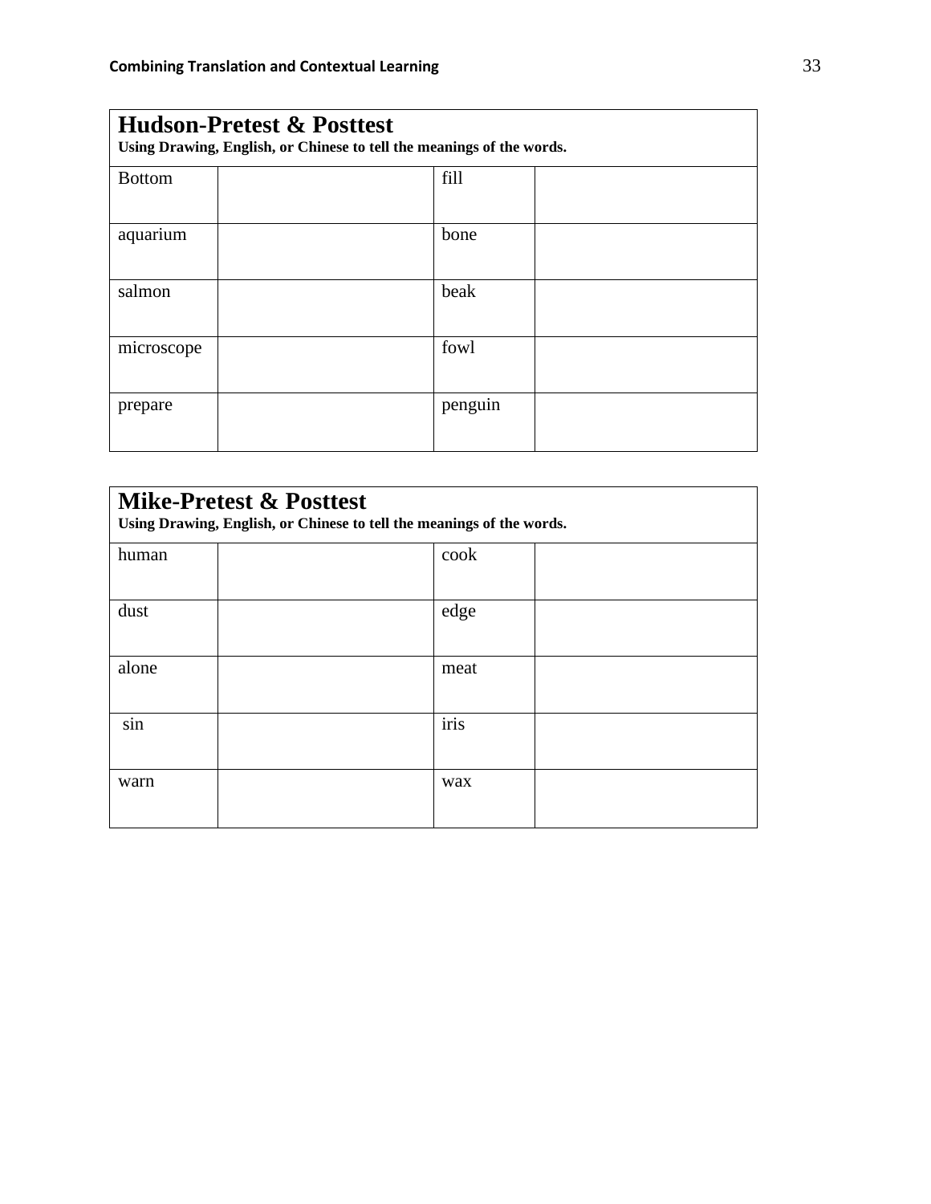| **Hudson-Pretest & Posttest**<br>**Using Drawing, English, or Chinese to tell the meanings of the words.** | | | |
|---|---|---|---|
| Bottom | | fill | |
| aquarium | | bone | |
| salmon | | beak | |
| microscope | | fowl | |
| prepare | | penguin | |

| **Mike-Pretest & Posttest**<br>**Using Drawing, English, or Chinese to tell the meanings of the words.** | | | |
|---|---|---|---|
| human | | cook | |
| dust | | edge | |
| alone | | meat | |
| sin | | iris | |
| warn | | wax | |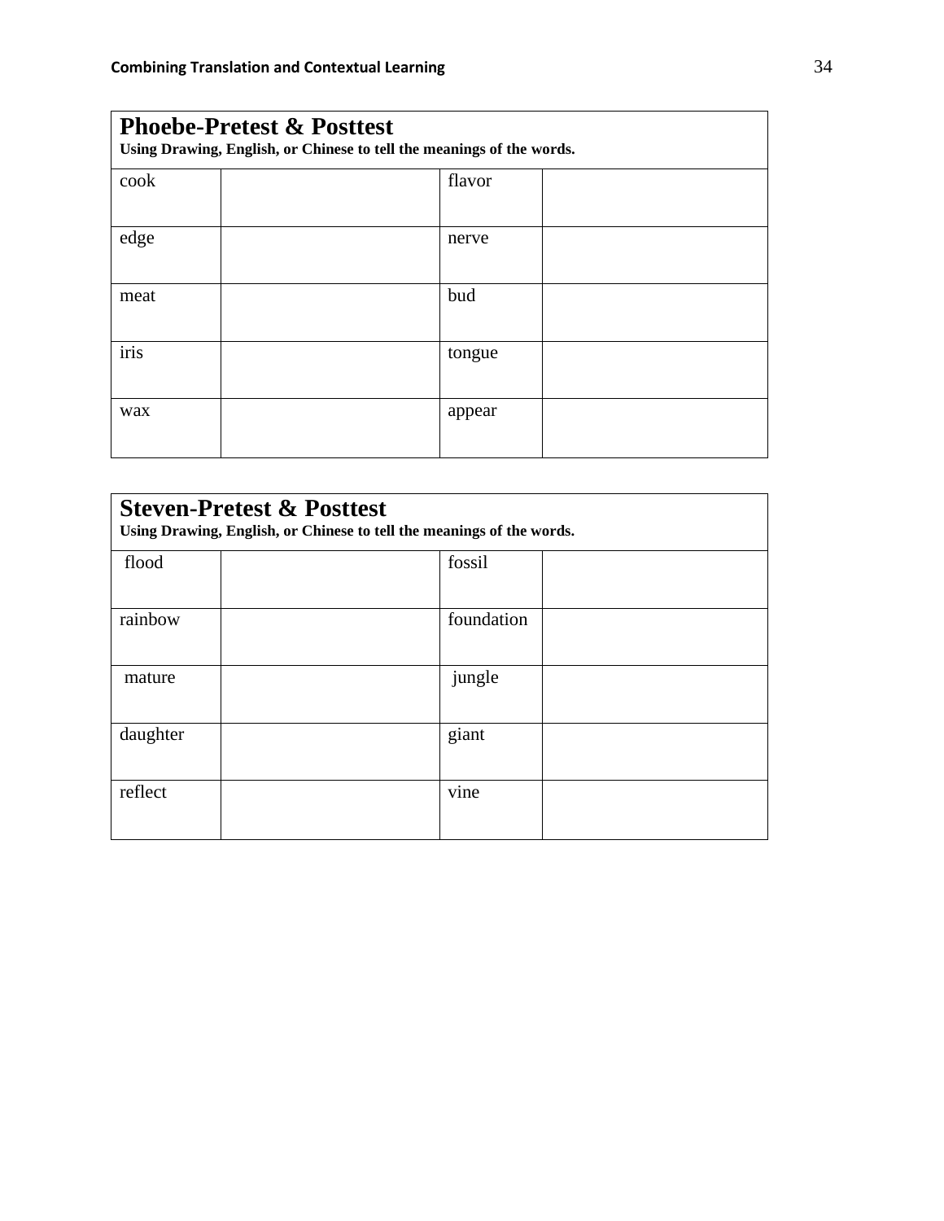| **Phoebe-Pretest & Posttest**<br>**Using Drawing, English, or Chinese to tell the meanings of the words.** | | | |
|---|---|---|---|
| cook | | flavor | |
| edge | | nerve | |
| meat | | bud | |
| iris | | tongue | |
| wax | | appear | |

| **Steven-Pretest & Posttest**<br>**Using Drawing, English, or Chinese to tell the meanings of the words.** | | | |
|---|---|---|---|
| flood | | fossil | |
| rainbow | | foundation | |
| mature | | jungle | |
| daughter | | giant | |
| reflect | | vine | |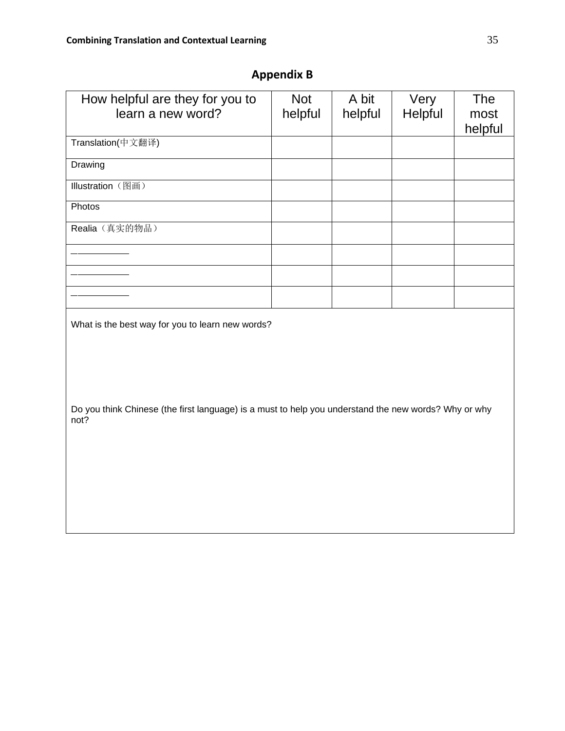## Appendix B

| How helpful are they for you to learn a new word? | Not helpful | A bit helpful | Very Helpful | The most helpful |
|---|---|---|---|---|
| Translation(中文翻译) | | | | |
| Drawing | | | | |
| Illustration（图画） | | | | |
| Photos | | | | |
| Realia（真实的物品） | | | | |
| ___________ | | | | |
| ___________ | | | | |
| ___________ | | | | |

What is the best way for you to learn new words?

Do you think Chinese (the first language) is a must to help you understand the new words? Why or why not?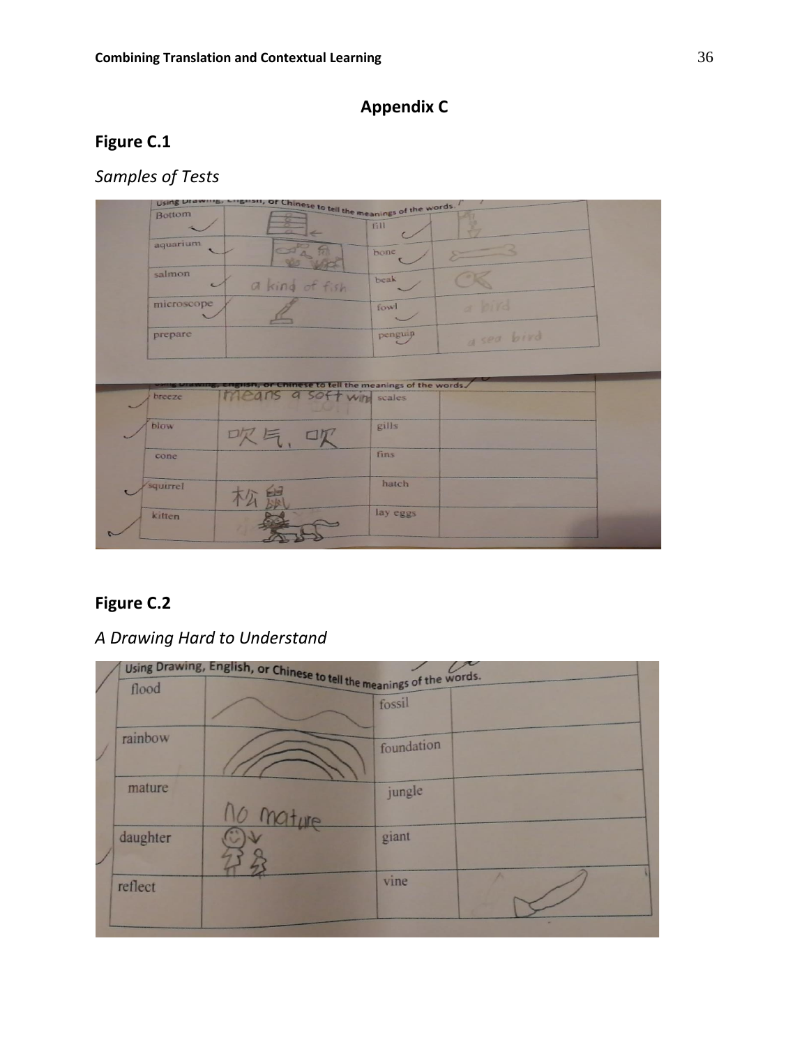## Appendix C

### Figure C.1

*Samples of Tests*

### Figure C.2

*A Drawing Hard to Understand*